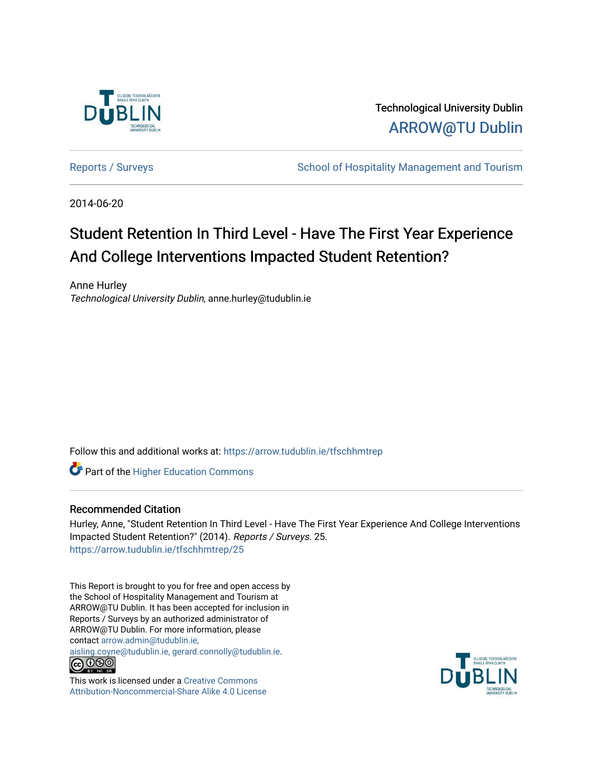Technological University Dublin

ARROW@TU Dublin

Reports / Surveys

School of Hospitality Management and Tourism

2014-06-20

# Student Retention In Third Level - Have The First Year Experience And College Interventions Impacted Student Retention?

Anne Hurley

*Technological University Dublin*, anne.hurley@tudublin.ie

Follow this and additional works at: https://arrow.tudublin.ie/tfschhmtrep

Part of the Higher Education Commons

### Recommended Citation

Hurley, Anne, "Student Retention In Third Level - Have The First Year Experience And College Interventions Impacted Student Retention?" (2014). *Reports / Surveys*. 25.
https://arrow.tudublin.ie/tfschhmtrep/25

This Report is brought to you for free and open access by the School of Hospitality Management and Tourism at ARROW@TU Dublin. It has been accepted for inclusion in Reports / Surveys by an authorized administrator of ARROW@TU Dublin. For more information, please contact arrow.admin@tudublin.ie, aisling.coyne@tudublin.ie, gerard.connolly@tudublin.ie.

This work is licensed under a Creative Commons Attribution-Noncommercial-Share Alike 4.0 License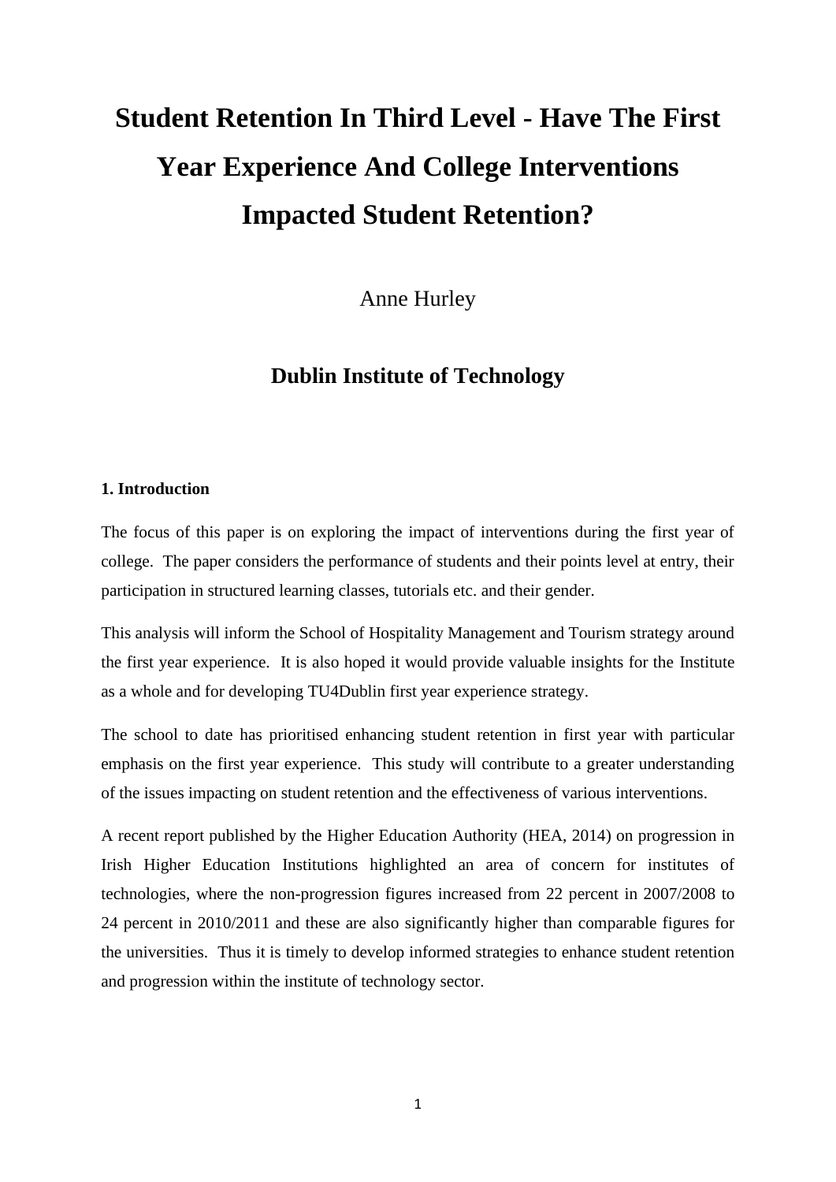# Student Retention In Third Level - Have The First Year Experience And College Interventions Impacted Student Retention?

Anne Hurley

### Dublin Institute of Technology

#### 1. Introduction

The focus of this paper is on exploring the impact of interventions during the first year of college. The paper considers the performance of students and their points level at entry, their participation in structured learning classes, tutorials etc. and their gender.

This analysis will inform the School of Hospitality Management and Tourism strategy around the first year experience. It is also hoped it would provide valuable insights for the Institute as a whole and for developing TU4Dublin first year experience strategy.

The school to date has prioritised enhancing student retention in first year with particular emphasis on the first year experience. This study will contribute to a greater understanding of the issues impacting on student retention and the effectiveness of various interventions.

A recent report published by the Higher Education Authority (HEA, 2014) on progression in Irish Higher Education Institutions highlighted an area of concern for institutes of technologies, where the non-progression figures increased from 22 percent in 2007/2008 to 24 percent in 2010/2011 and these are also significantly higher than comparable figures for the universities. Thus it is timely to develop informed strategies to enhance student retention and progression within the institute of technology sector.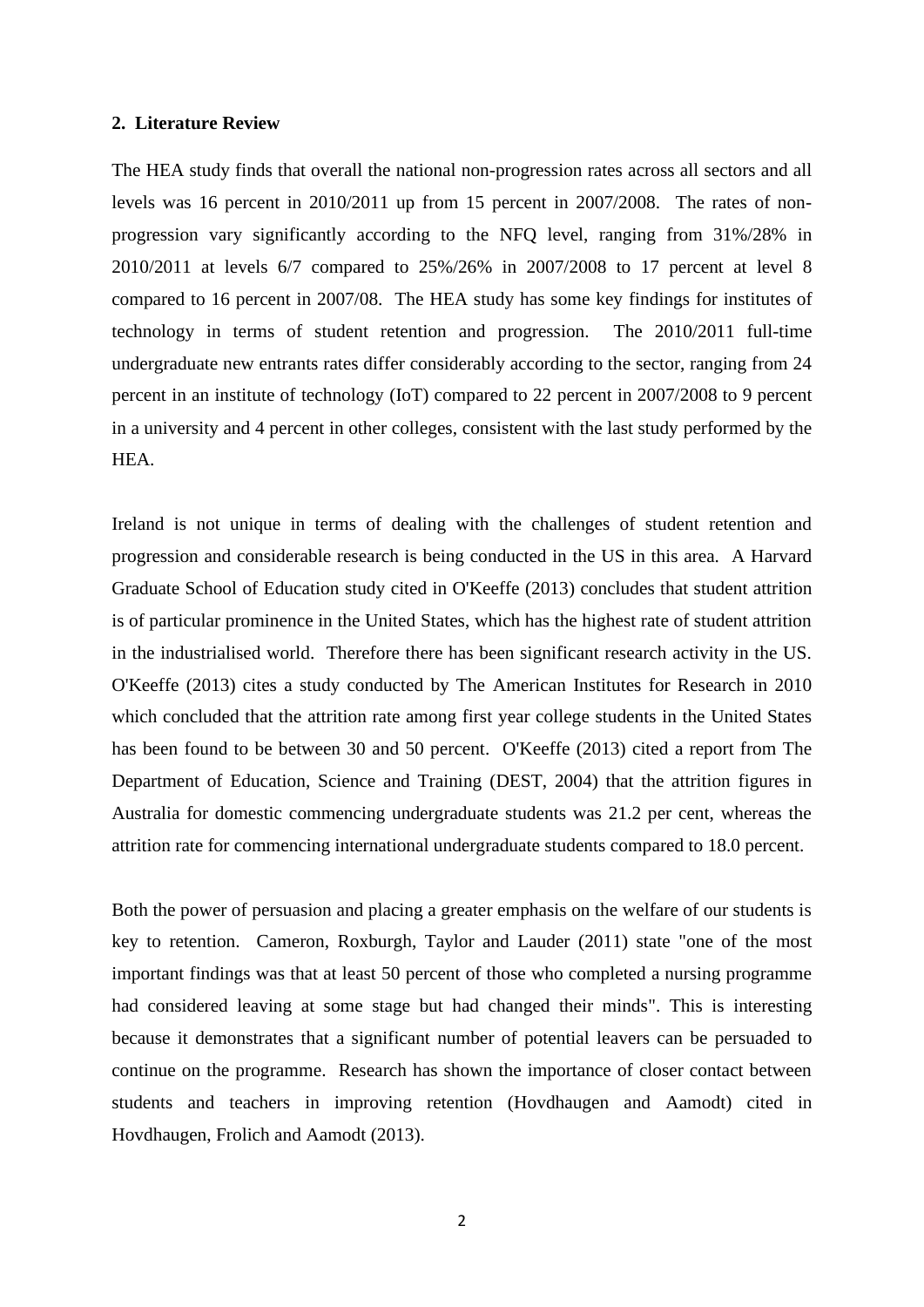## 2. Literature Review

The HEA study finds that overall the national non-progression rates across all sectors and all levels was 16 percent in 2010/2011 up from 15 percent in 2007/2008. The rates of non-progression vary significantly according to the NFQ level, ranging from 31%/28% in 2010/2011 at levels 6/7 compared to 25%/26% in 2007/2008 to 17 percent at level 8 compared to 16 percent in 2007/08. The HEA study has some key findings for institutes of technology in terms of student retention and progression. The 2010/2011 full-time undergraduate new entrants rates differ considerably according to the sector, ranging from 24 percent in an institute of technology (IoT) compared to 22 percent in 2007/2008 to 9 percent in a university and 4 percent in other colleges, consistent with the last study performed by the HEA.

Ireland is not unique in terms of dealing with the challenges of student retention and progression and considerable research is being conducted in the US in this area. A Harvard Graduate School of Education study cited in O'Keeffe (2013) concludes that student attrition is of particular prominence in the United States, which has the highest rate of student attrition in the industrialised world. Therefore there has been significant research activity in the US. O'Keeffe (2013) cites a study conducted by The American Institutes for Research in 2010 which concluded that the attrition rate among first year college students in the United States has been found to be between 30 and 50 percent. O'Keeffe (2013) cited a report from The Department of Education, Science and Training (DEST, 2004) that the attrition figures in Australia for domestic commencing undergraduate students was 21.2 per cent, whereas the attrition rate for commencing international undergraduate students compared to 18.0 percent.

Both the power of persuasion and placing a greater emphasis on the welfare of our students is key to retention. Cameron, Roxburgh, Taylor and Lauder (2011) state "one of the most important findings was that at least 50 percent of those who completed a nursing programme had considered leaving at some stage but had changed their minds". This is interesting because it demonstrates that a significant number of potential leavers can be persuaded to continue on the programme. Research has shown the importance of closer contact between students and teachers in improving retention (Hovdhaugen and Aamodt) cited in Hovdhaugen, Frolich and Aamodt (2013).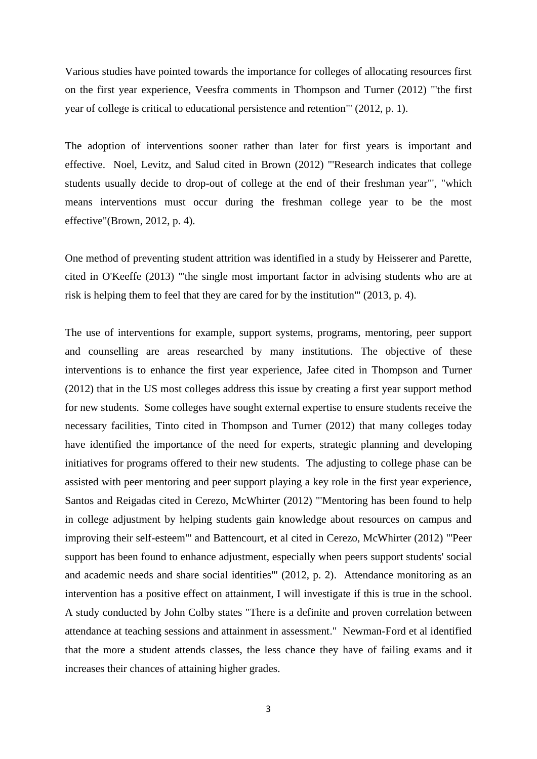Various studies have pointed towards the importance for colleges of allocating resources first on the first year experience, Veesfra comments in Thompson and Turner (2012) "'the first year of college is critical to educational persistence and retention"' (2012, p. 1).

The adoption of interventions sooner rather than later for first years is important and effective. Noel, Levitz, and Salud cited in Brown (2012) "'Research indicates that college students usually decide to drop-out of college at the end of their freshman year"', "which means interventions must occur during the freshman college year to be the most effective"(Brown, 2012, p. 4).

One method of preventing student attrition was identified in a study by Heisserer and Parette, cited in O'Keeffe (2013) "'the single most important factor in advising students who are at risk is helping them to feel that they are cared for by the institution"' (2013, p. 4).

The use of interventions for example, support systems, programs, mentoring, peer support and counselling are areas researched by many institutions. The objective of these interventions is to enhance the first year experience, Jafee cited in Thompson and Turner (2012) that in the US most colleges address this issue by creating a first year support method for new students. Some colleges have sought external expertise to ensure students receive the necessary facilities, Tinto cited in Thompson and Turner (2012) that many colleges today have identified the importance of the need for experts, strategic planning and developing initiatives for programs offered to their new students. The adjusting to college phase can be assisted with peer mentoring and peer support playing a key role in the first year experience, Santos and Reigadas cited in Cerezo, McWhirter (2012) "'Mentoring has been found to help in college adjustment by helping students gain knowledge about resources on campus and improving their self-esteem"' and Battencourt, et al cited in Cerezo, McWhirter (2012) "'Peer support has been found to enhance adjustment, especially when peers support students' social and academic needs and share social identities"' (2012, p. 2). Attendance monitoring as an intervention has a positive effect on attainment, I will investigate if this is true in the school. A study conducted by John Colby states "There is a definite and proven correlation between attendance at teaching sessions and attainment in assessment." Newman-Ford et al identified that the more a student attends classes, the less chance they have of failing exams and it increases their chances of attaining higher grades.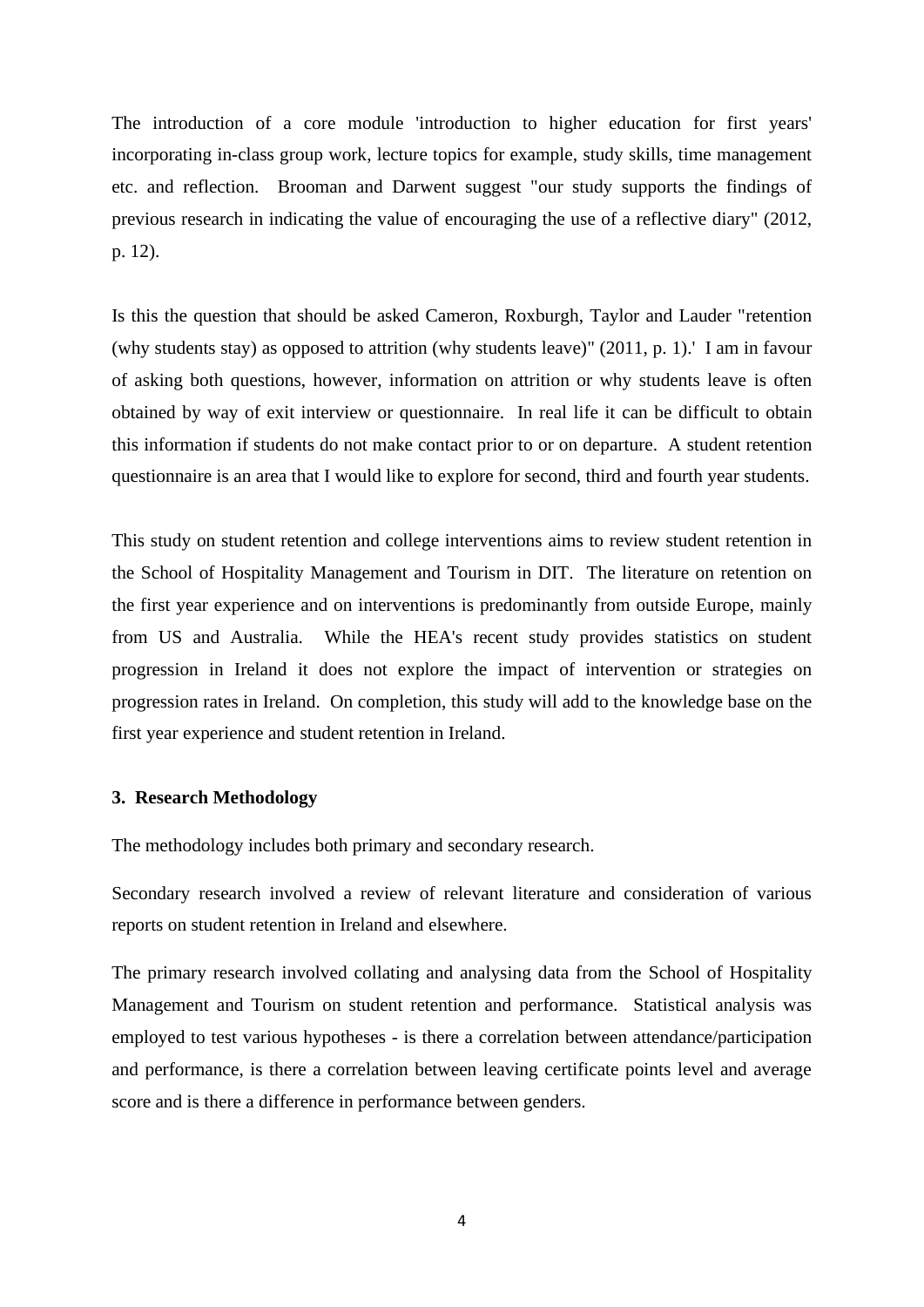The introduction of a core module 'introduction to higher education for first years' incorporating in-class group work, lecture topics for example, study skills, time management etc. and reflection. Brooman and Darwent suggest "our study supports the findings of previous research in indicating the value of encouraging the use of a reflective diary" (2012, p. 12).

Is this the question that should be asked Cameron, Roxburgh, Taylor and Lauder "retention (why students stay) as opposed to attrition (why students leave)" (2011, p. 1).' I am in favour of asking both questions, however, information on attrition or why students leave is often obtained by way of exit interview or questionnaire. In real life it can be difficult to obtain this information if students do not make contact prior to or on departure. A student retention questionnaire is an area that I would like to explore for second, third and fourth year students.

This study on student retention and college interventions aims to review student retention in the School of Hospitality Management and Tourism in DIT. The literature on retention on the first year experience and on interventions is predominantly from outside Europe, mainly from US and Australia. While the HEA's recent study provides statistics on student progression in Ireland it does not explore the impact of intervention or strategies on progression rates in Ireland. On completion, this study will add to the knowledge base on the first year experience and student retention in Ireland.

### 3. Research Methodology

The methodology includes both primary and secondary research.

Secondary research involved a review of relevant literature and consideration of various reports on student retention in Ireland and elsewhere.

The primary research involved collating and analysing data from the School of Hospitality Management and Tourism on student retention and performance. Statistical analysis was employed to test various hypotheses - is there a correlation between attendance/participation and performance, is there a correlation between leaving certificate points level and average score and is there a difference in performance between genders.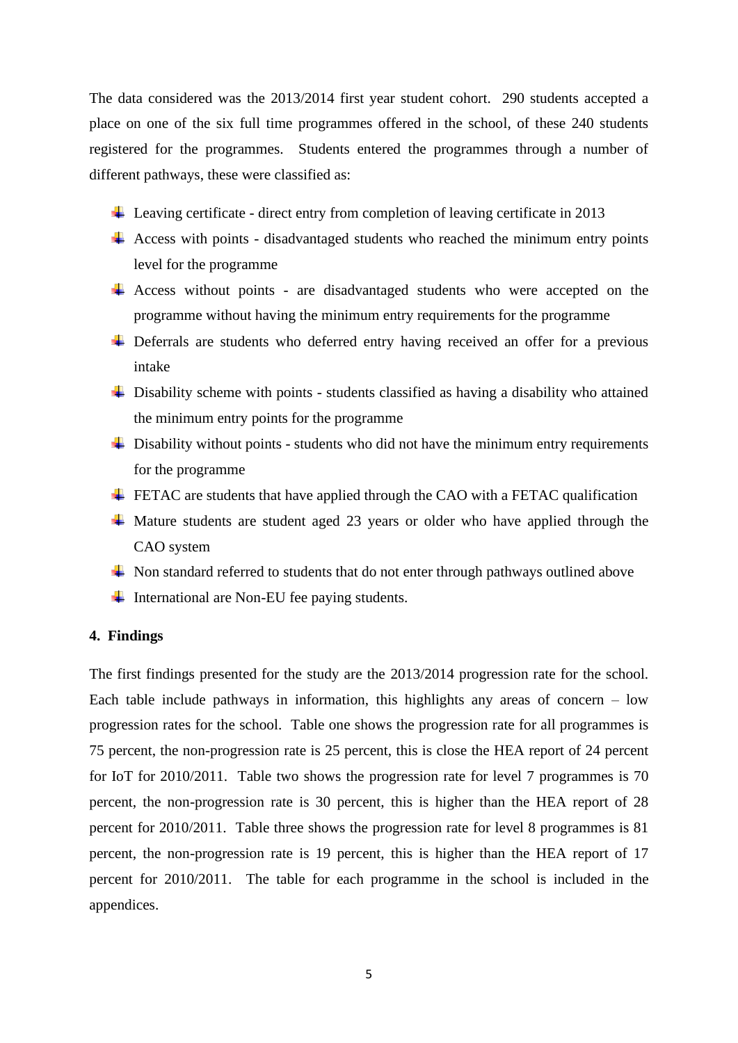The data considered was the 2013/2014 first year student cohort. 290 students accepted a place on one of the six full time programmes offered in the school, of these 240 students registered for the programmes. Students entered the programmes through a number of different pathways, these were classified as:

- Leaving certificate - direct entry from completion of leaving certificate in 2013
- Access with points - disadvantaged students who reached the minimum entry points level for the programme
- Access without points - are disadvantaged students who were accepted on the programme without having the minimum entry requirements for the programme
- Deferrals are students who deferred entry having received an offer for a previous intake
- Disability scheme with points - students classified as having a disability who attained the minimum entry points for the programme
- Disability without points - students who did not have the minimum entry requirements for the programme
- FETAC are students that have applied through the CAO with a FETAC qualification
- Mature students are student aged 23 years or older who have applied through the CAO system
- Non standard referred to students that do not enter through pathways outlined above
- International are Non-EU fee paying students.

## 4. Findings

The first findings presented for the study are the 2013/2014 progression rate for the school. Each table include pathways in information, this highlights any areas of concern – low progression rates for the school. Table one shows the progression rate for all programmes is 75 percent, the non-progression rate is 25 percent, this is close the HEA report of 24 percent for IoT for 2010/2011. Table two shows the progression rate for level 7 programmes is 70 percent, the non-progression rate is 30 percent, this is higher than the HEA report of 28 percent for 2010/2011. Table three shows the progression rate for level 8 programmes is 81 percent, the non-progression rate is 19 percent, this is higher than the HEA report of 17 percent for 2010/2011. The table for each programme in the school is included in the appendices.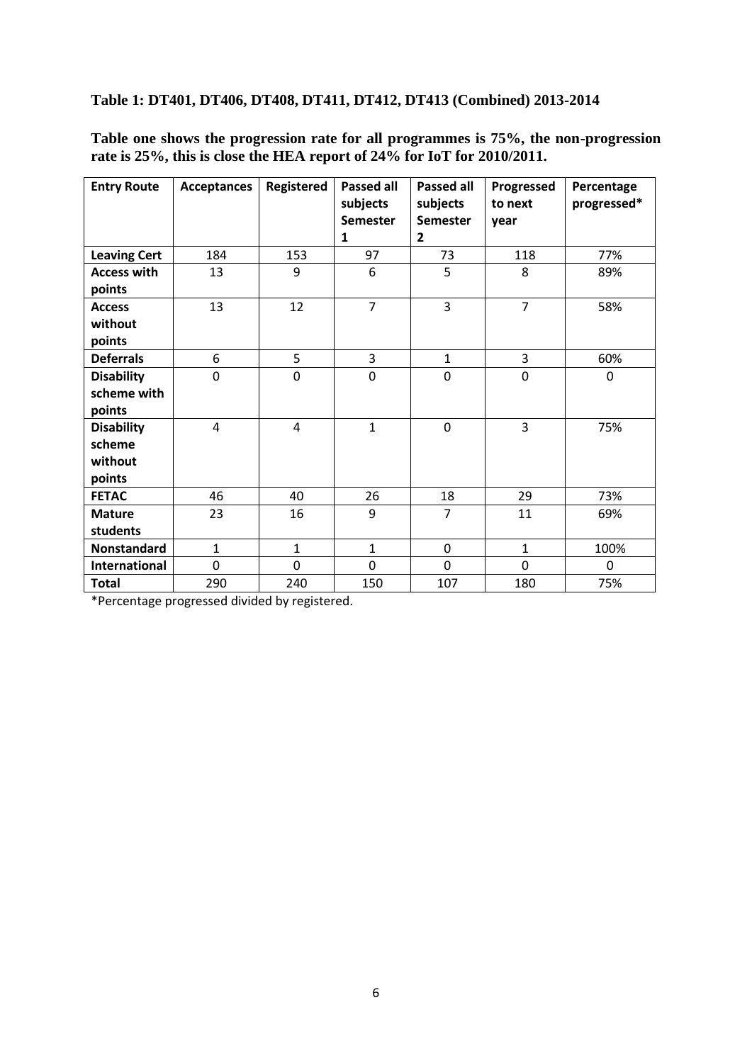**Table 1: DT401, DT406, DT408, DT411, DT412, DT413 (Combined) 2013-2014**

**Table one shows the progression rate for all programmes is 75%, the non-progression rate is 25%, this is close the HEA report of 24% for IoT for 2010/2011.**

| Entry Route | Acceptances | Registered | Passed all subjects Semester 1 | Passed all subjects Semester 2 | Progressed to next year | Percentage progressed* |
|---|---|---|---|---|---|---|
| **Leaving Cert** | 184 | 153 | 97 | 73 | 118 | 77% |
| **Access with points** | 13 | 9 | 6 | 5 | 8 | 89% |
| **Access without points** | 13 | 12 | 7 | 3 | 7 | 58% |
| **Deferrals** | 6 | 5 | 3 | 1 | 3 | 60% |
| **Disability scheme with points** | 0 | 0 | 0 | 0 | 0 | 0 |
| **Disability scheme without points** | 4 | 4 | 1 | 0 | 3 | 75% |
| **FETAC** | 46 | 40 | 26 | 18 | 29 | 73% |
| **Mature students** | 23 | 16 | 9 | 7 | 11 | 69% |
| **Nonstandard** | 1 | 1 | 1 | 0 | 1 | 100% |
| **International** | 0 | 0 | 0 | 0 | 0 | 0 |
| **Total** | 290 | 240 | 150 | 107 | 180 | 75% |

*Percentage progressed divided by registered.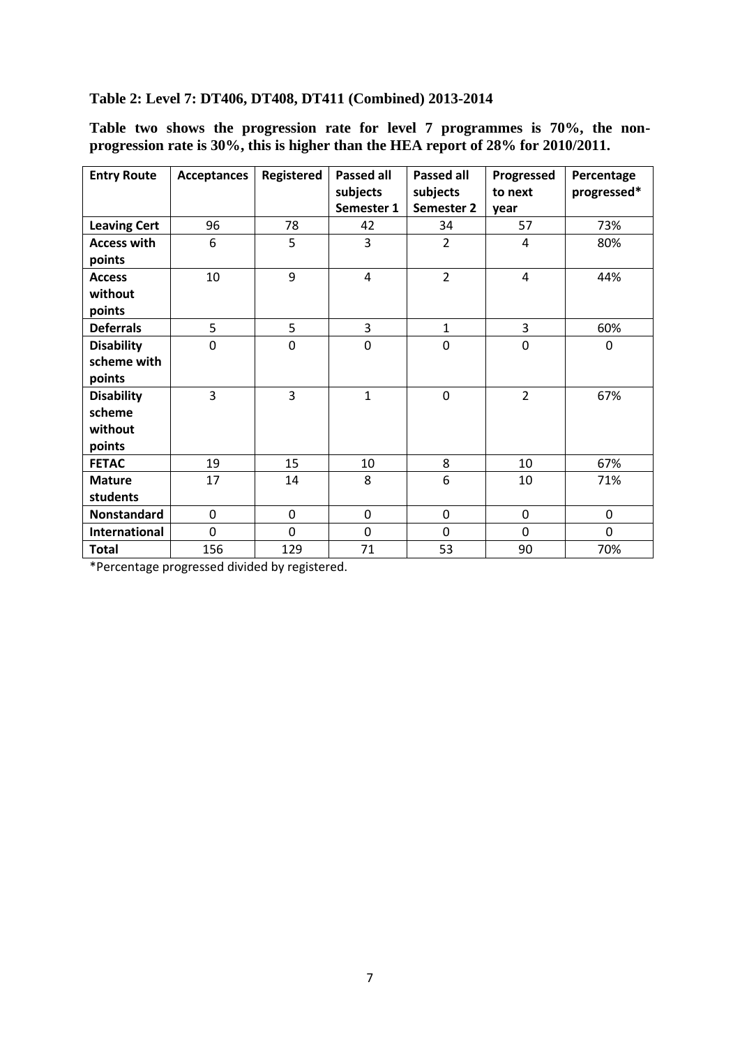**Table 2: Level 7: DT406, DT408, DT411 (Combined) 2013-2014**

**Table two shows the progression rate for level 7 programmes is 70%, the non-progression rate is 30%, this is higher than the HEA report of 28% for 2010/2011.**

| Entry Route | Acceptances | Registered | Passed all subjects Semester 1 | Passed all subjects Semester 2 | Progressed to next year | Percentage progressed* |
|---|---|---|---|---|---|---|
| Leaving Cert | 96 | 78 | 42 | 34 | 57 | 73% |
| Access with points | 6 | 5 | 3 | 2 | 4 | 80% |
| Access without points | 10 | 9 | 4 | 2 | 4 | 44% |
| Deferrals | 5 | 5 | 3 | 1 | 3 | 60% |
| Disability scheme with points | 0 | 0 | 0 | 0 | 0 | 0 |
| Disability scheme without points | 3 | 3 | 1 | 0 | 2 | 67% |
| FETAC | 19 | 15 | 10 | 8 | 10 | 67% |
| Mature students | 17 | 14 | 8 | 6 | 10 | 71% |
| Nonstandard | 0 | 0 | 0 | 0 | 0 | 0 |
| International | 0 | 0 | 0 | 0 | 0 | 0 |
| Total | 156 | 129 | 71 | 53 | 90 | 70% |

*Percentage progressed divided by registered.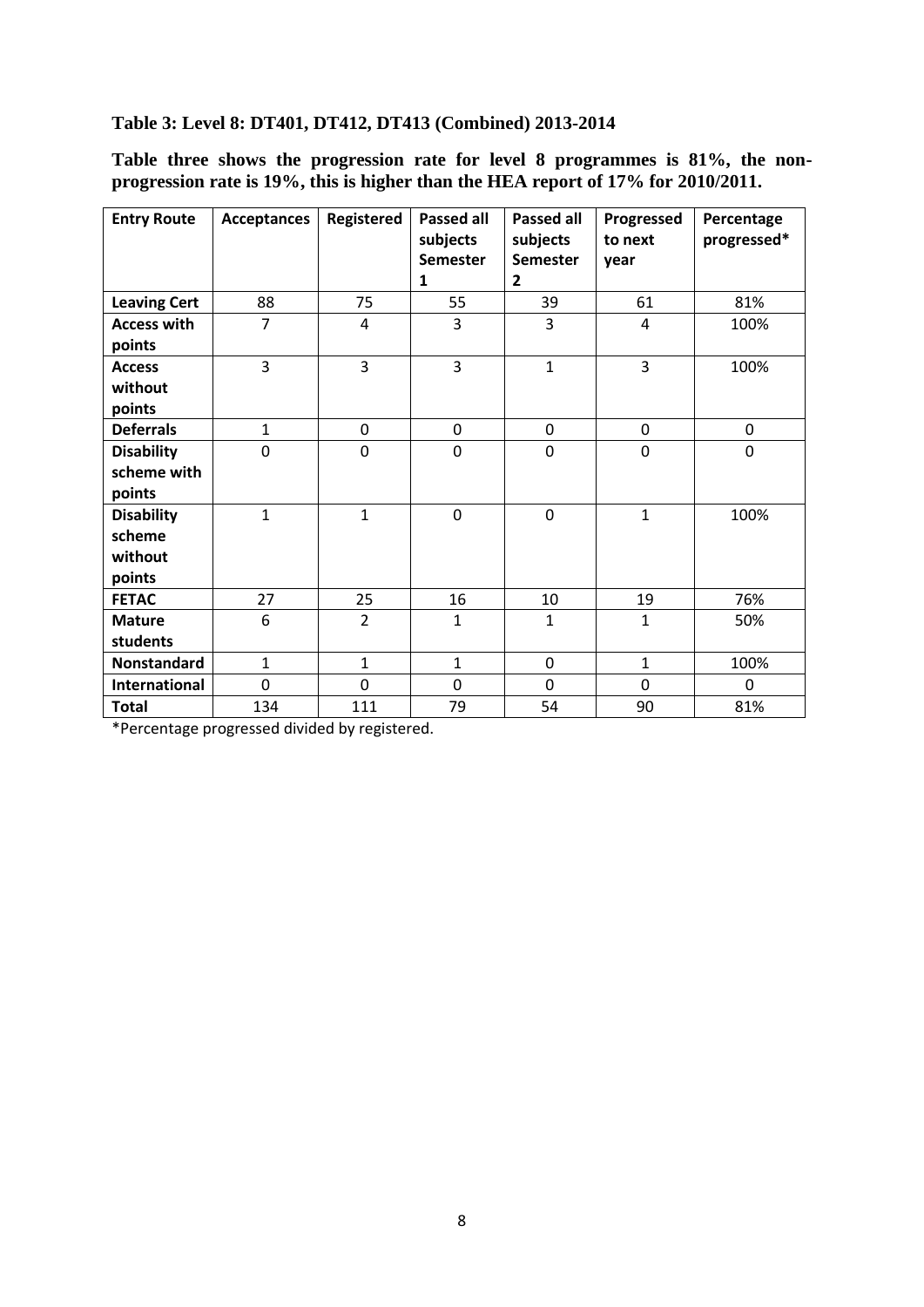**Table 3: Level 8: DT401, DT412, DT413 (Combined) 2013-2014**

**Table three shows the progression rate for level 8 programmes is 81%, the non-progression rate is 19%, this is higher than the HEA report of 17% for 2010/2011.**

| Entry Route | Acceptances | Registered | Passed all subjects Semester 1 | Passed all subjects Semester 2 | Progressed to next year | Percentage progressed* |
|---|---|---|---|---|---|---|
| **Leaving Cert** | 88 | 75 | 55 | 39 | 61 | 81% |
| **Access with points** | 7 | 4 | 3 | 3 | 4 | 100% |
| **Access without points** | 3 | 3 | 3 | 1 | 3 | 100% |
| **Deferrals** | 1 | 0 | 0 | 0 | 0 | 0 |
| **Disability scheme with points** | 0 | 0 | 0 | 0 | 0 | 0 |
| **Disability scheme without points** | 1 | 1 | 0 | 0 | 1 | 100% |
| **FETAC** | 27 | 25 | 16 | 10 | 19 | 76% |
| **Mature students** | 6 | 2 | 1 | 1 | 1 | 50% |
| **Nonstandard** | 1 | 1 | 1 | 0 | 1 | 100% |
| **International** | 0 | 0 | 0 | 0 | 0 | 0 |
| **Total** | 134 | 111 | 79 | 54 | 90 | 81% |

*Percentage progressed divided by registered.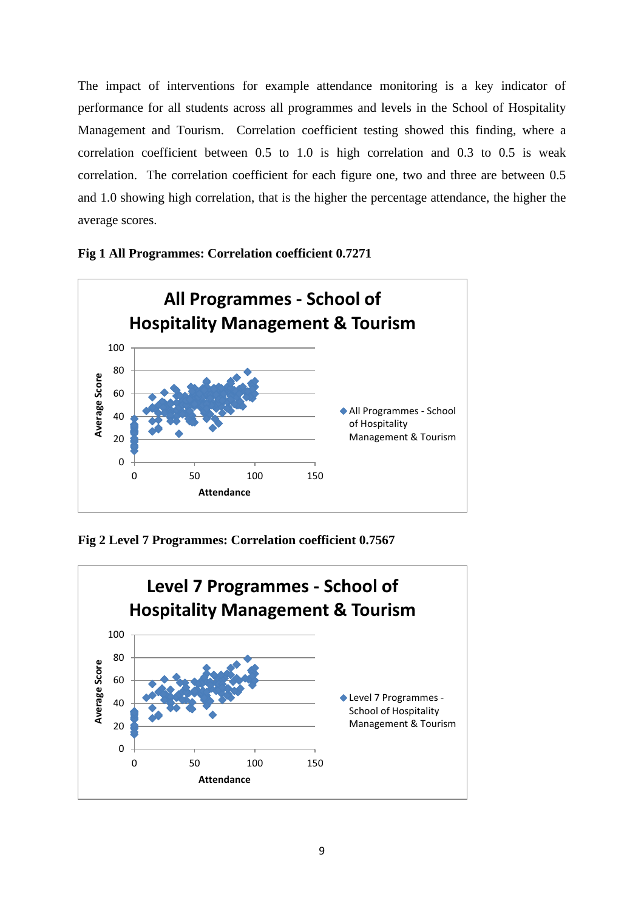The impact of interventions for example attendance monitoring is a key indicator of performance for all students across all programmes and levels in the School of Hospitality Management and Tourism. Correlation coefficient testing showed this finding, where a correlation coefficient between 0.5 to 1.0 is high correlation and 0.3 to 0.5 is weak correlation. The correlation coefficient for each figure one, two and three are between 0.5 and 1.0 showing high correlation, that is the higher the percentage attendance, the higher the average scores.

**Fig 1 All Programmes: Correlation coefficient 0.7271**

**Fig 2 Level 7 Programmes: Correlation coefficient 0.7567**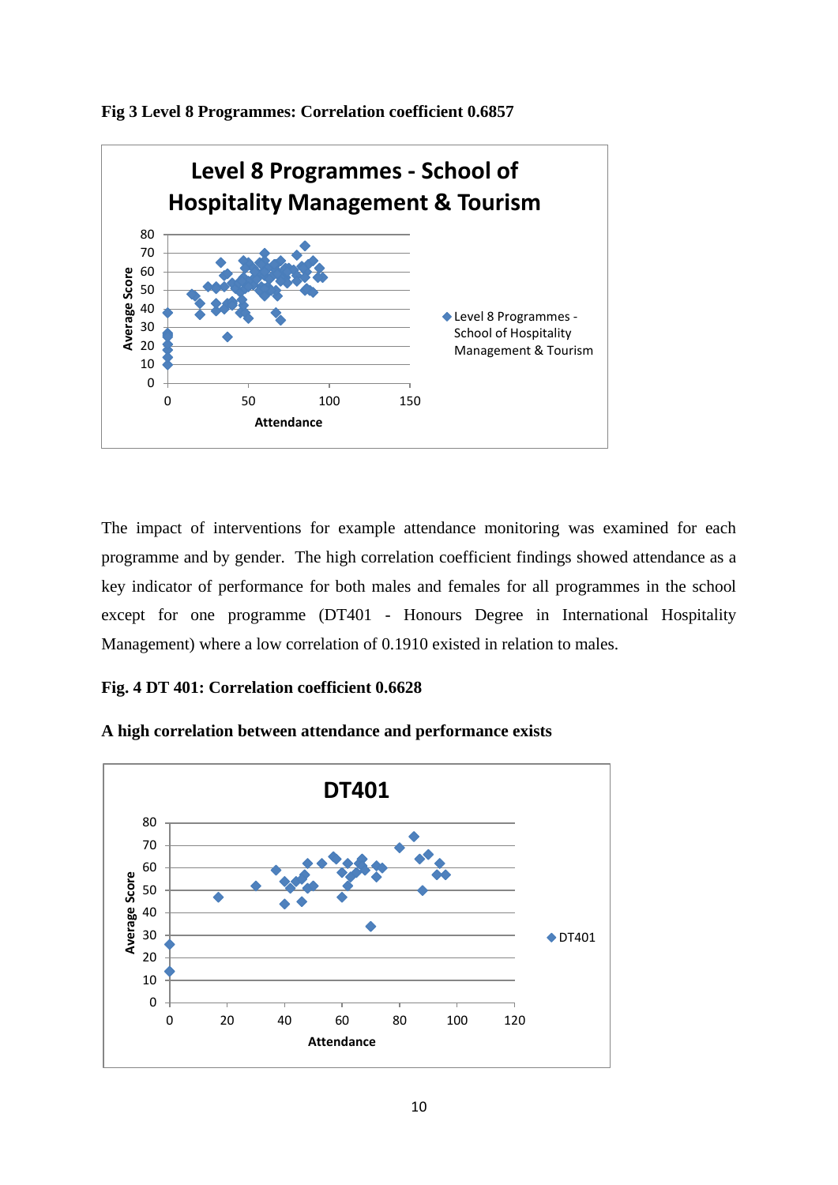**Fig 3 Level 8 Programmes: Correlation coefficient 0.6857**

The impact of interventions for example attendance monitoring was examined for each programme and by gender. The high correlation coefficient findings showed attendance as a key indicator of performance for both males and females for all programmes in the school except for one programme (DT401 - Honours Degree in International Hospitality Management) where a low correlation of 0.1910 existed in relation to males.

**Fig. 4 DT 401: Correlation coefficient 0.6628**

**A high correlation between attendance and performance exists**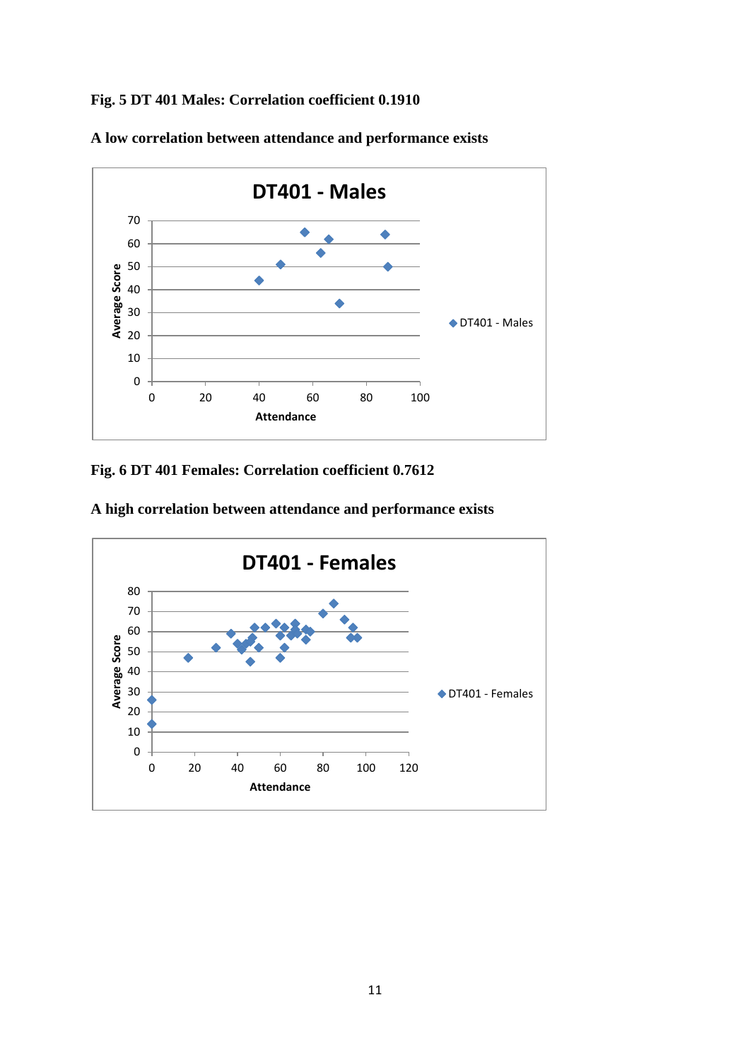**Fig. 5 DT 401 Males: Correlation coefficient 0.1910**

**A low correlation between attendance and performance exists**

**Fig. 6 DT 401 Females: Correlation coefficient 0.7612**

**A high correlation between attendance and performance exists**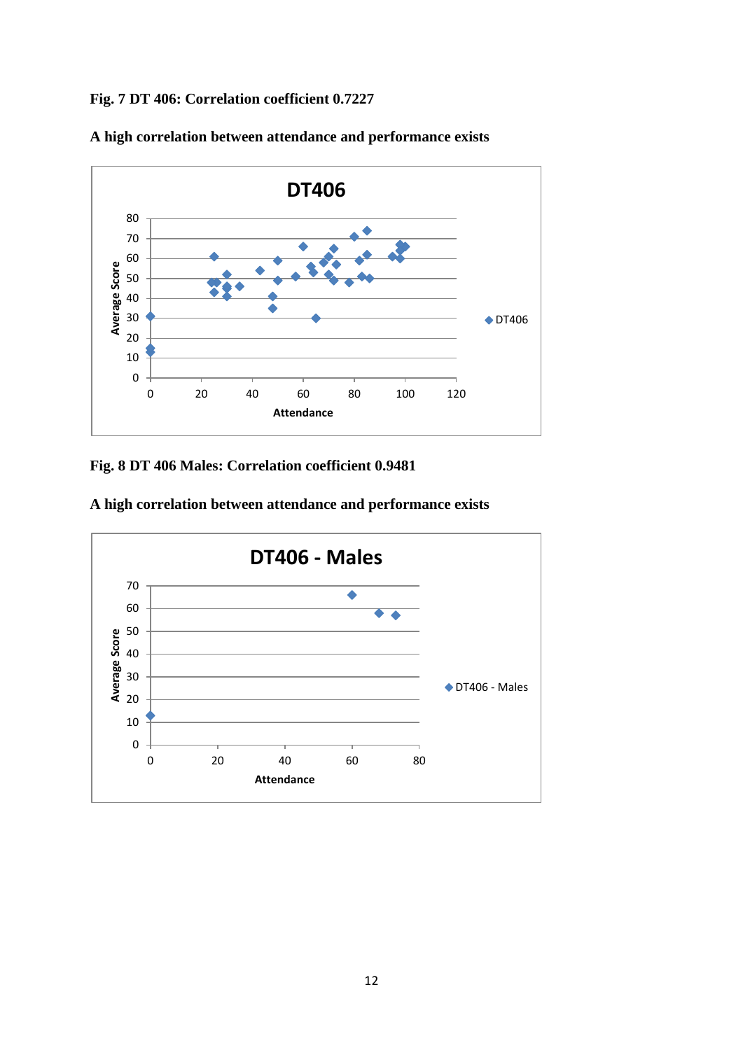**Fig. 7 DT 406: Correlation coefficient 0.7227**

**A high correlation between attendance and performance exists**

**Fig. 8 DT 406 Males: Correlation coefficient 0.9481**

**A high correlation between attendance and performance exists**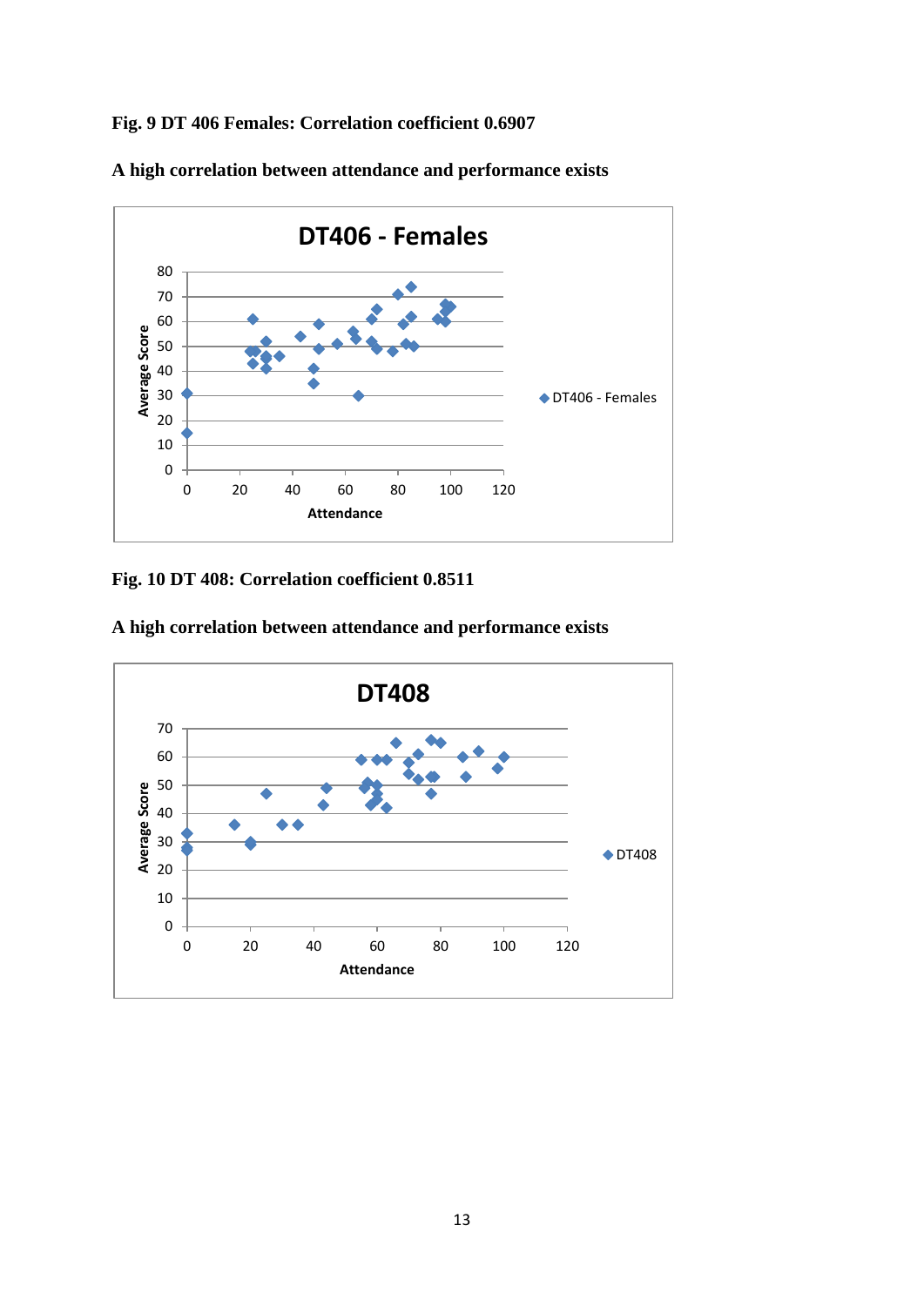**Fig. 9 DT 406 Females: Correlation coefficient 0.6907**

**A high correlation between attendance and performance exists**

**Fig. 10 DT 408: Correlation coefficient 0.8511**

**A high correlation between attendance and performance exists**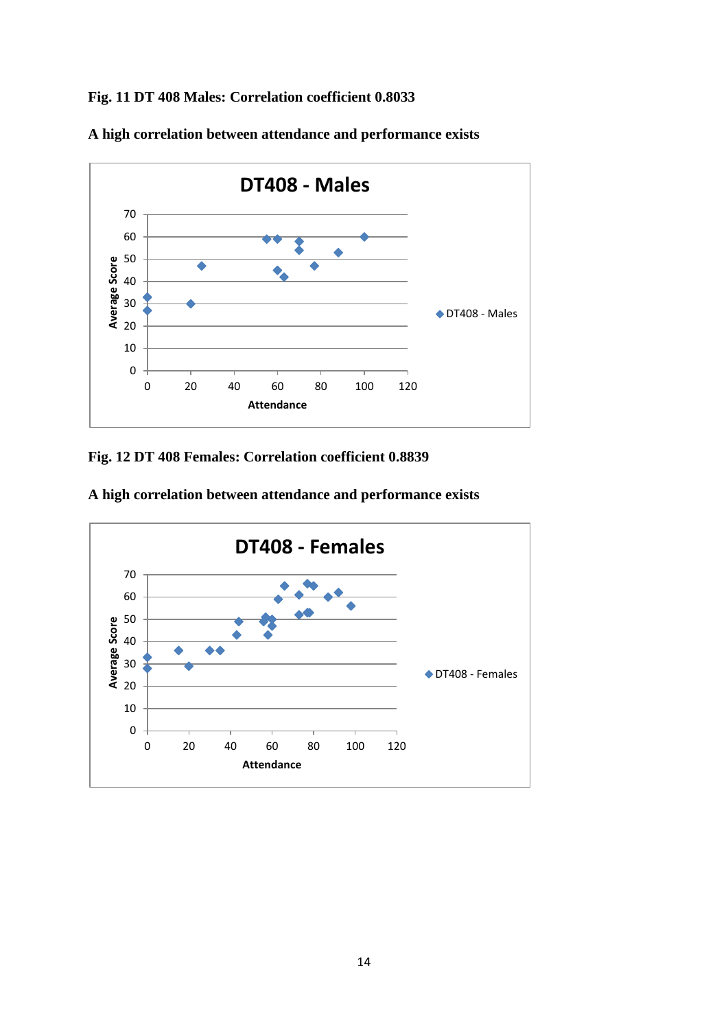**Fig. 11 DT 408 Males: Correlation coefficient 0.8033**

**A high correlation between attendance and performance exists**

**Fig. 12 DT 408 Females: Correlation coefficient 0.8839**

**A high correlation between attendance and performance exists**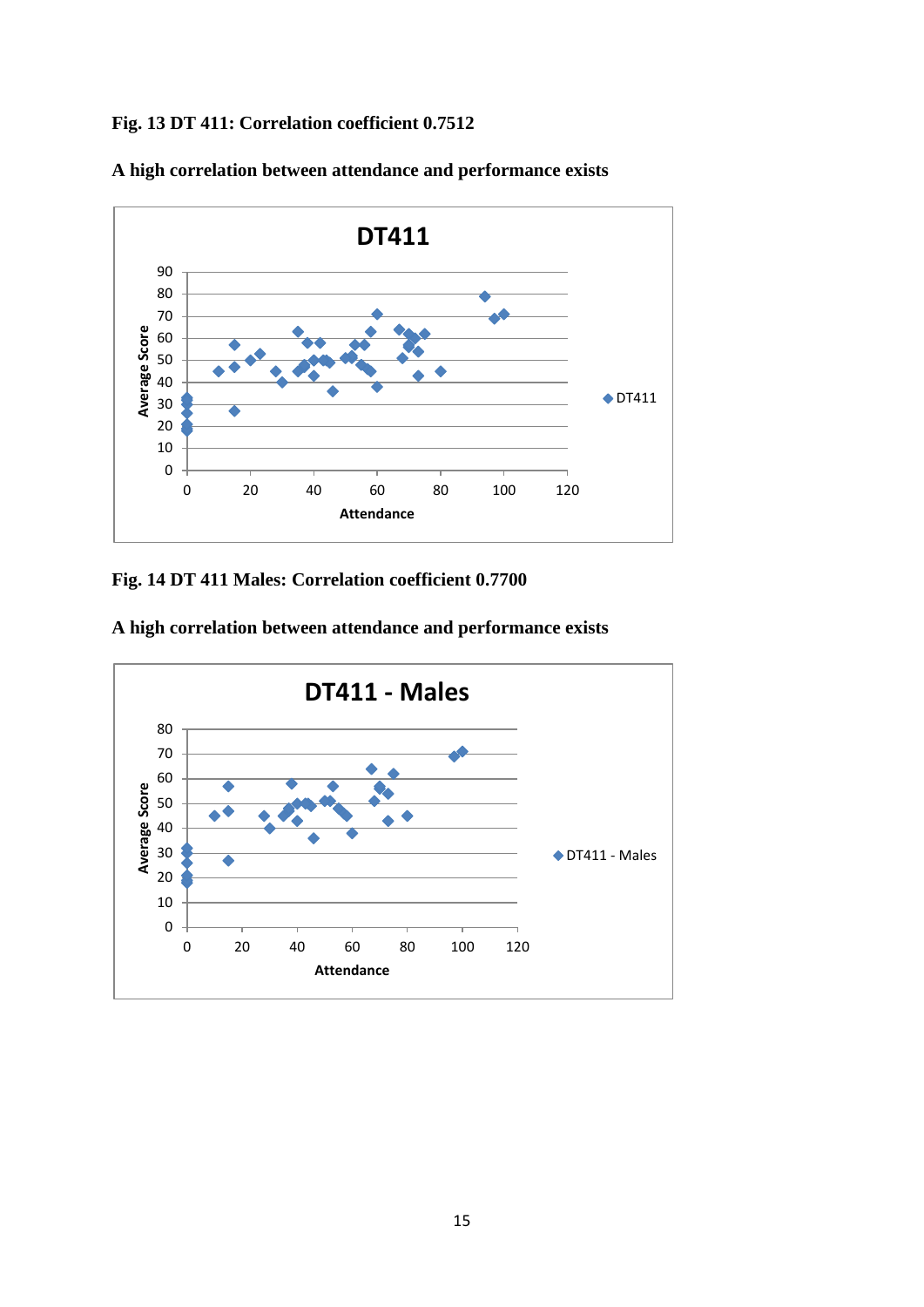**Fig. 13 DT 411: Correlation coefficient 0.7512**

**A high correlation between attendance and performance exists**

**Fig. 14 DT 411 Males: Correlation coefficient 0.7700**

**A high correlation between attendance and performance exists**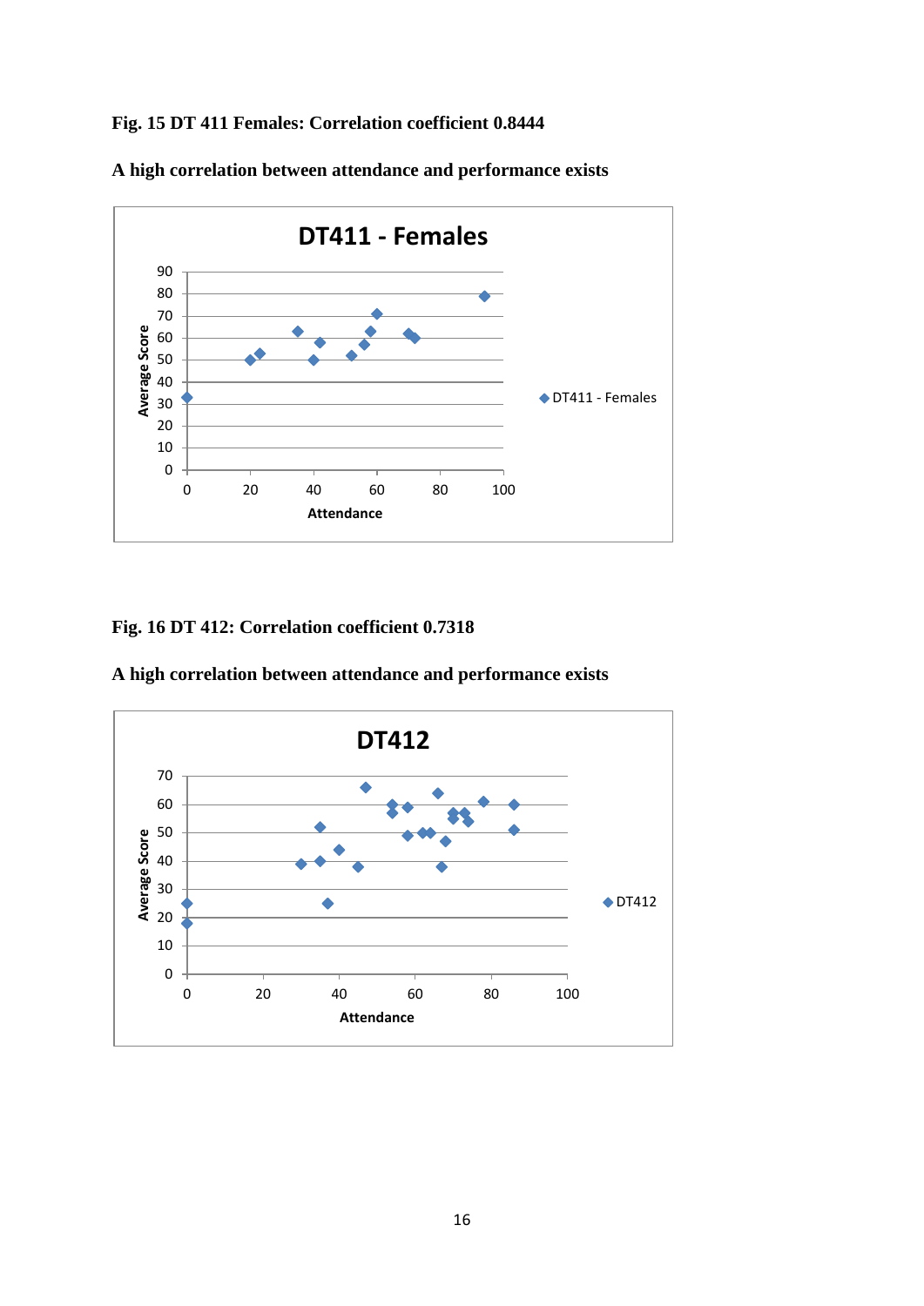**Fig. 15 DT 411 Females: Correlation coefficient 0.8444**

**A high correlation between attendance and performance exists**

**Fig. 16 DT 412: Correlation coefficient 0.7318**

**A high correlation between attendance and performance exists**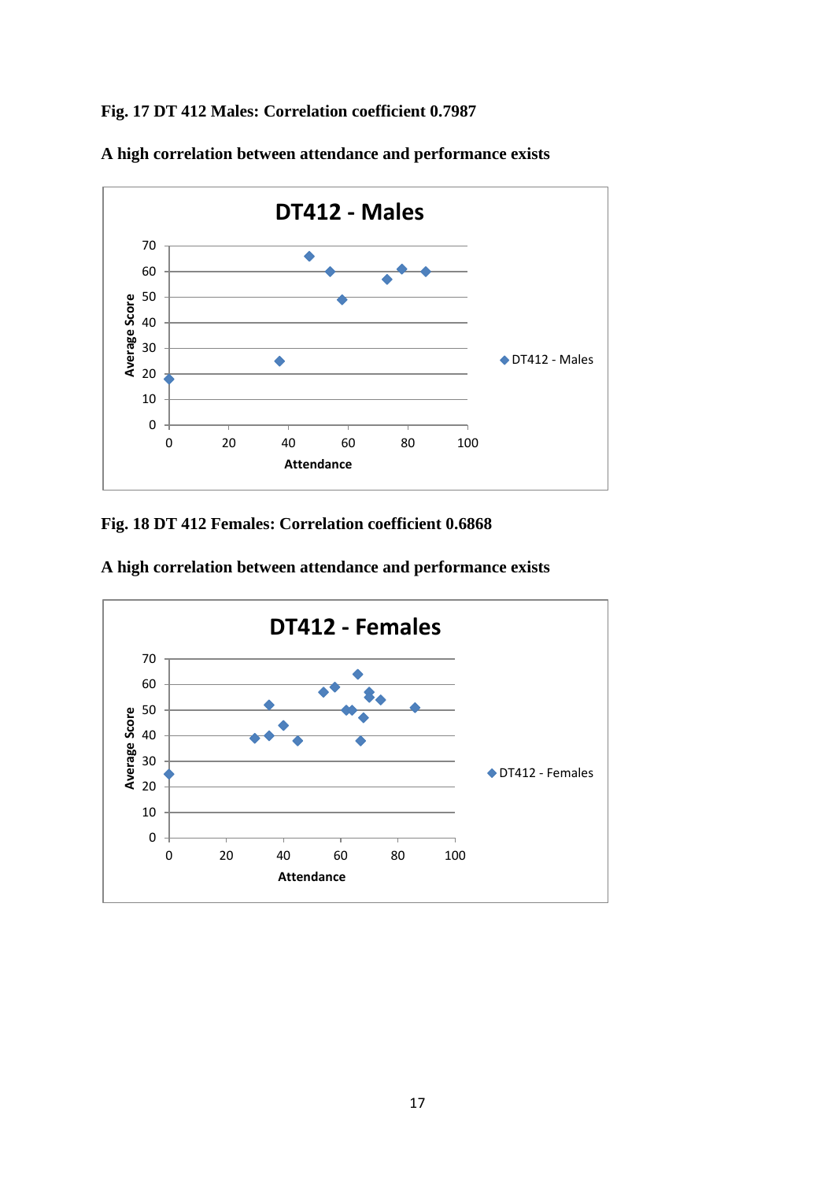**Fig. 17 DT 412 Males: Correlation coefficient 0.7987**

**A high correlation between attendance and performance exists**

**Fig. 18 DT 412 Females: Correlation coefficient 0.6868**

**A high correlation between attendance and performance exists**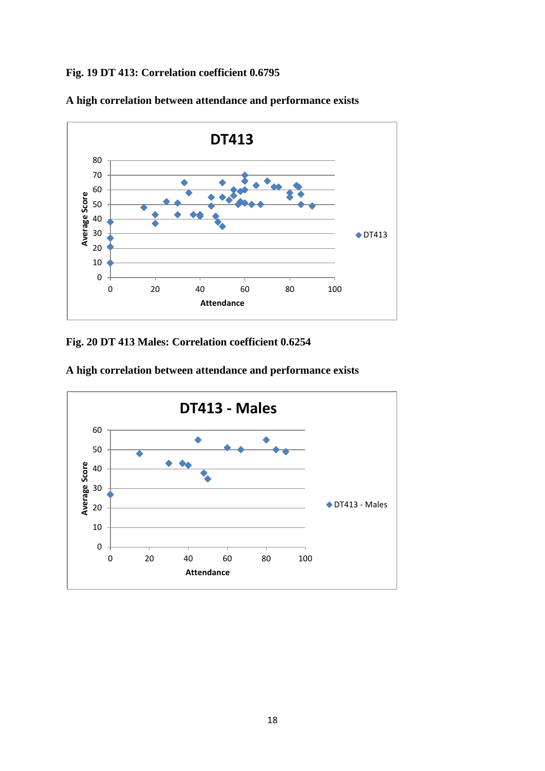**Fig. 19 DT 413: Correlation coefficient 0.6795**

**A high correlation between attendance and performance exists**

**Fig. 20 DT 413 Males: Correlation coefficient 0.6254**

**A high correlation between attendance and performance exists**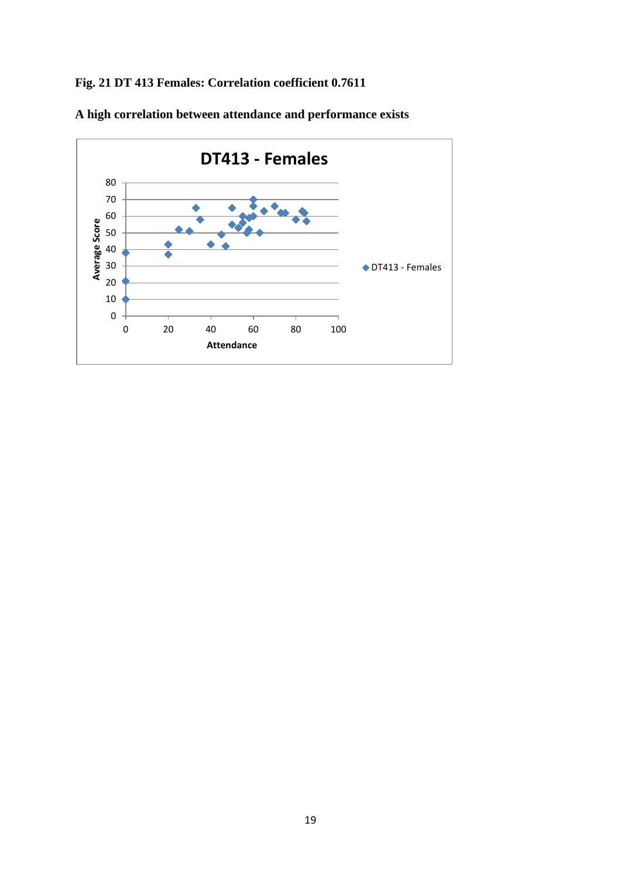**Fig. 21 DT 413 Females: Correlation coefficient 0.7611**

**A high correlation between attendance and performance exists**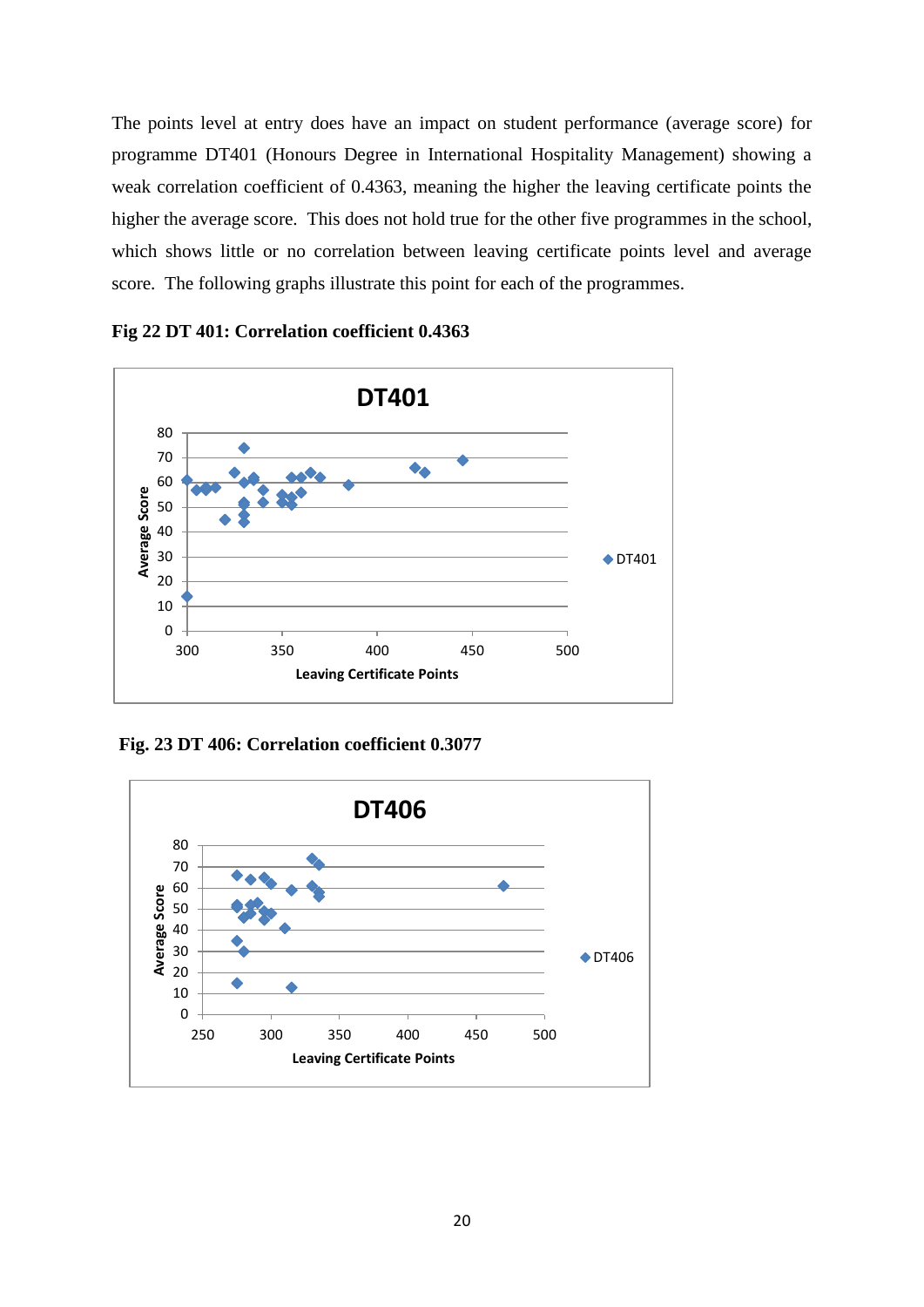The points level at entry does have an impact on student performance (average score) for programme DT401 (Honours Degree in International Hospitality Management) showing a weak correlation coefficient of 0.4363, meaning the higher the leaving certificate points the higher the average score. This does not hold true for the other five programmes in the school, which shows little or no correlation between leaving certificate points level and average score. The following graphs illustrate this point for each of the programmes.

**Fig 22 DT 401: Correlation coefficient 0.4363**

**Fig. 23 DT 406: Correlation coefficient 0.3077**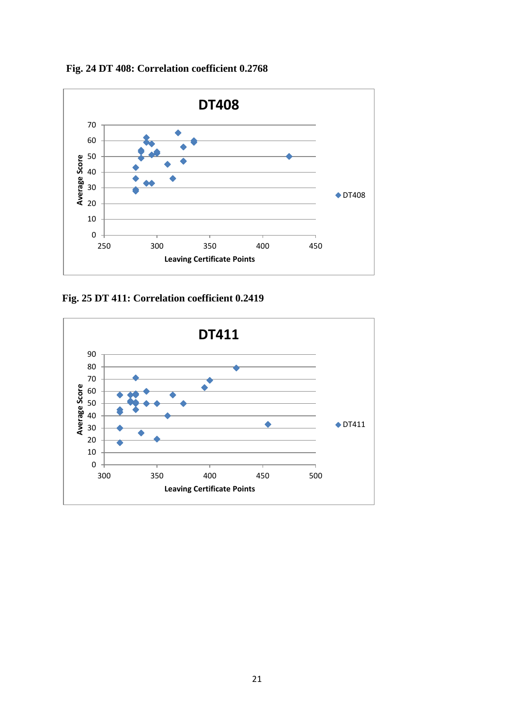**Fig. 24 DT 408: Correlation coefficient 0.2768**

**Fig. 25 DT 411: Correlation coefficient 0.2419**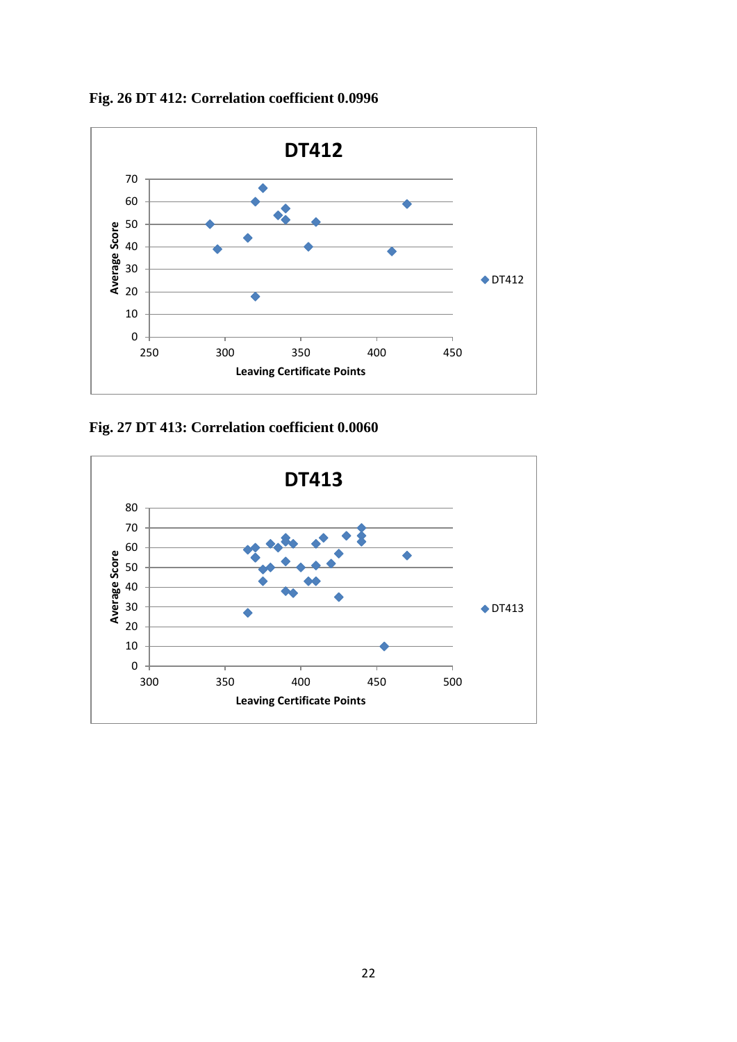**Fig. 26 DT 412: Correlation coefficient 0.0996**

**Fig. 27 DT 413: Correlation coefficient 0.0060**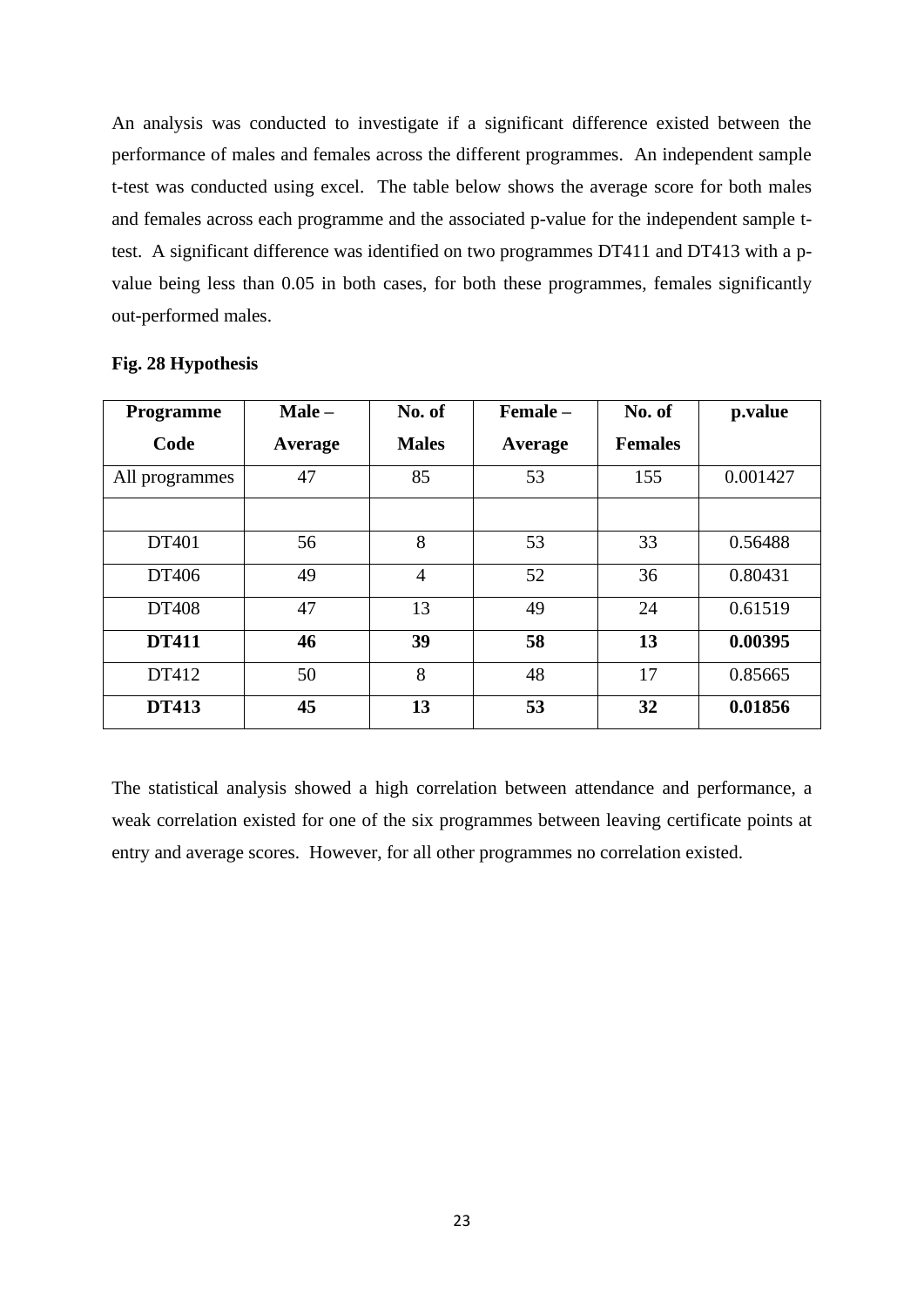An analysis was conducted to investigate if a significant difference existed between the performance of males and females across the different programmes. An independent sample t-test was conducted using excel. The table below shows the average score for both males and females across each programme and the associated p-value for the independent sample t-test. A significant difference was identified on two programmes DT411 and DT413 with a p-value being less than 0.05 in both cases, for both these programmes, females significantly out-performed males.

**Fig. 28 Hypothesis**

| Programme Code | Male – Average | No. of Males | Female – Average | No. of Females | p.value |
|---|---|---|---|---|---|
| All programmes | 47 | 85 | 53 | 155 | 0.001427 |
| | | | | | |
| DT401 | 56 | 8 | 53 | 33 | 0.56488 |
| DT406 | 49 | 4 | 52 | 36 | 0.80431 |
| DT408 | 47 | 13 | 49 | 24 | 0.61519 |
| **DT411** | **46** | **39** | **58** | **13** | **0.00395** |
| DT412 | 50 | 8 | 48 | 17 | 0.85665 |
| **DT413** | **45** | **13** | **53** | **32** | **0.01856** |

The statistical analysis showed a high correlation between attendance and performance, a weak correlation existed for one of the six programmes between leaving certificate points at entry and average scores. However, for all other programmes no correlation existed.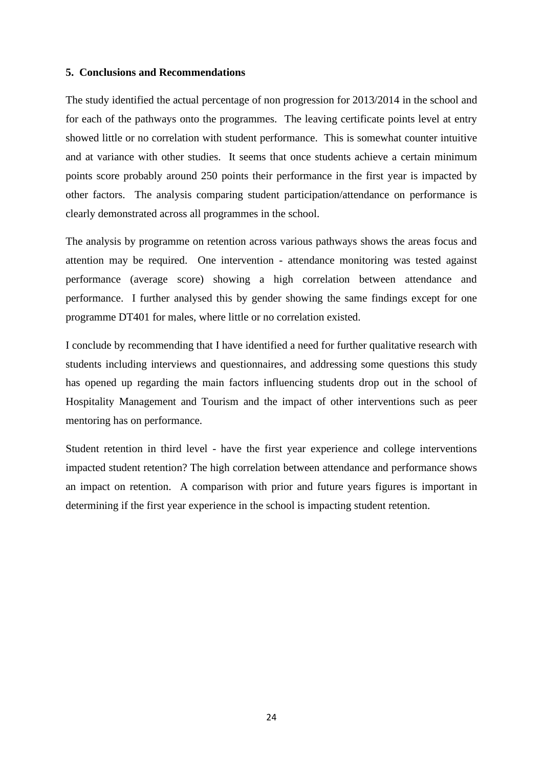## 5. Conclusions and Recommendations

The study identified the actual percentage of non progression for 2013/2014 in the school and for each of the pathways onto the programmes. The leaving certificate points level at entry showed little or no correlation with student performance. This is somewhat counter intuitive and at variance with other studies. It seems that once students achieve a certain minimum points score probably around 250 points their performance in the first year is impacted by other factors. The analysis comparing student participation/attendance on performance is clearly demonstrated across all programmes in the school.

The analysis by programme on retention across various pathways shows the areas focus and attention may be required. One intervention - attendance monitoring was tested against performance (average score) showing a high correlation between attendance and performance. I further analysed this by gender showing the same findings except for one programme DT401 for males, where little or no correlation existed.

I conclude by recommending that I have identified a need for further qualitative research with students including interviews and questionnaires, and addressing some questions this study has opened up regarding the main factors influencing students drop out in the school of Hospitality Management and Tourism and the impact of other interventions such as peer mentoring has on performance.

Student retention in third level - have the first year experience and college interventions impacted student retention? The high correlation between attendance and performance shows an impact on retention. A comparison with prior and future years figures is important in determining if the first year experience in the school is impacting student retention.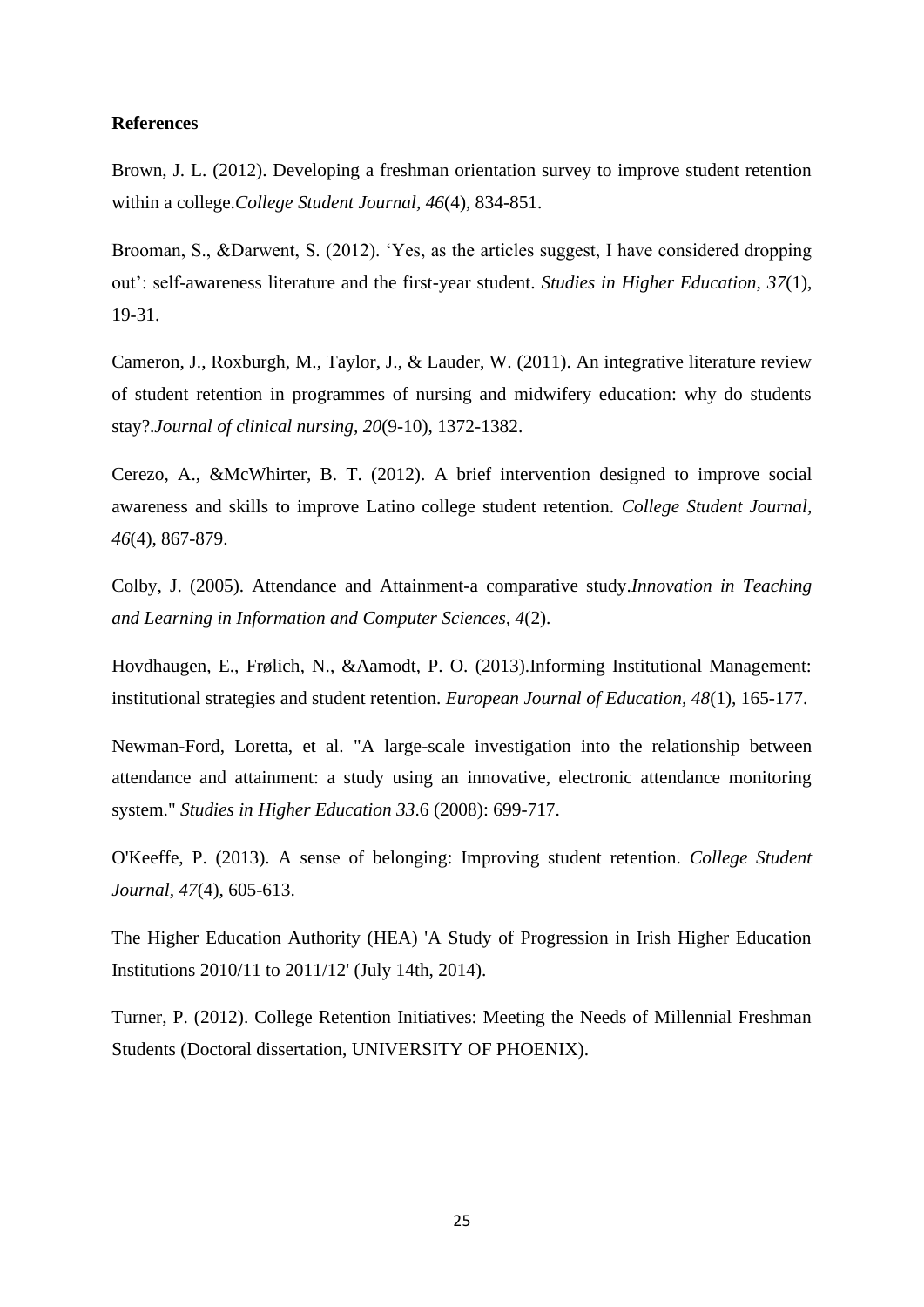**References**

Brown, J. L. (2012). Developing a freshman orientation survey to improve student retention within a college.*College Student Journal, 46*(4), 834-851.

Brooman, S., &Darwent, S. (2012). 'Yes, as the articles suggest, I have considered dropping out': self-awareness literature and the first-year student. *Studies in Higher Education, 37*(1), 19-31.

Cameron, J., Roxburgh, M., Taylor, J., & Lauder, W. (2011). An integrative literature review of student retention in programmes of nursing and midwifery education: why do students stay?.*Journal of clinical nursing, 20*(9-10), 1372-1382.

Cerezo, A., &McWhirter, B. T. (2012). A brief intervention designed to improve social awareness and skills to improve Latino college student retention. *College Student Journal, 46*(4), 867-879.

Colby, J. (2005). Attendance and Attainment-a comparative study.*Innovation in Teaching and Learning in Information and Computer Sciences, 4*(2).

Hovdhaugen, E., Frølich, N., &Aamodt, P. O. (2013).Informing Institutional Management: institutional strategies and student retention. *European Journal of Education*, *48*(1), 165-177.

Newman-Ford, Loretta, et al. "A large-scale investigation into the relationship between attendance and attainment: a study using an innovative, electronic attendance monitoring system." *Studies in Higher Education 33*.6 (2008): 699-717.

O'Keeffe, P. (2013). A sense of belonging: Improving student retention. *College Student Journal*, *47*(4), 605-613.

The Higher Education Authority (HEA) 'A Study of Progression in Irish Higher Education Institutions 2010/11 to 2011/12' (July 14th, 2014).

Turner, P. (2012). College Retention Initiatives: Meeting the Needs of Millennial Freshman Students (Doctoral dissertation, UNIVERSITY OF PHOENIX).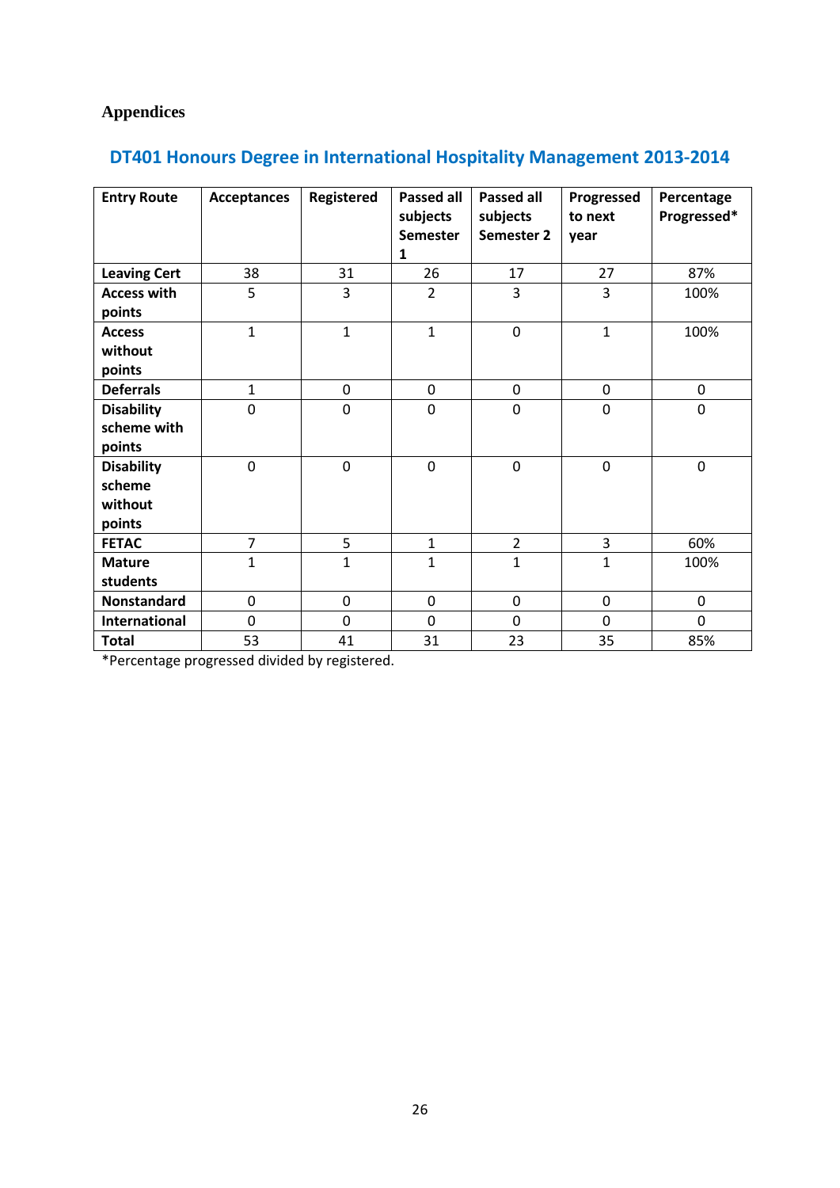# Appendices

## DT401 Honours Degree in International Hospitality Management 2013-2014

| Entry Route | Acceptances | Registered | Passed all subjects Semester 1 | Passed all subjects Semester 2 | Progressed to next year | Percentage Progressed* |
|---|---|---|---|---|---|---|
| **Leaving Cert** | 38 | 31 | 26 | 17 | 27 | 87% |
| **Access with points** | 5 | 3 | 2 | 3 | 3 | 100% |
| **Access without points** | 1 | 1 | 1 | 0 | 1 | 100% |
| **Deferrals** | 1 | 0 | 0 | 0 | 0 | 0 |
| **Disability scheme with points** | 0 | 0 | 0 | 0 | 0 | 0 |
| **Disability scheme without points** | 0 | 0 | 0 | 0 | 0 | 0 |
| **FETAC** | 7 | 5 | 1 | 2 | 3 | 60% |
| **Mature students** | 1 | 1 | 1 | 1 | 1 | 100% |
| **Nonstandard** | 0 | 0 | 0 | 0 | 0 | 0 |
| **International** | 0 | 0 | 0 | 0 | 0 | 0 |
| **Total** | 53 | 41 | 31 | 23 | 35 | 85% |

*Percentage progressed divided by registered.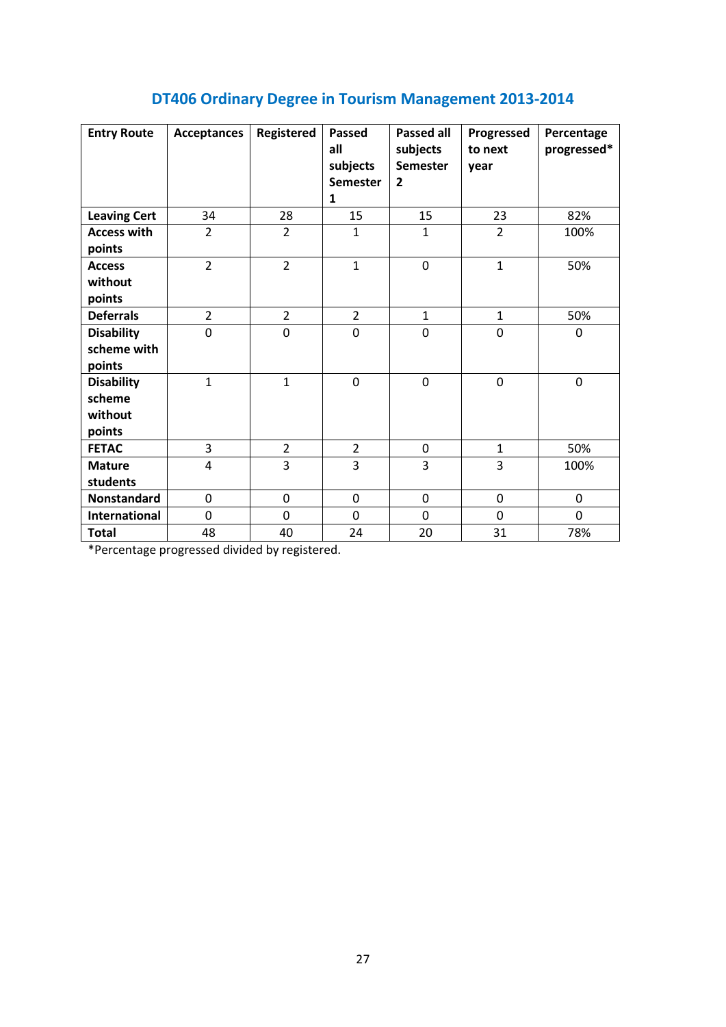## DT406 Ordinary Degree in Tourism Management 2013-2014

| Entry Route | Acceptances | Registered | Passed all subjects Semester 1 | Passed all subjects Semester 2 | Progressed to next year | Percentage progressed* |
|---|---|---|---|---|---|---|
| **Leaving Cert** | 34 | 28 | 15 | 15 | 23 | 82% |
| **Access with points** | 2 | 2 | 1 | 1 | 2 | 100% |
| **Access without points** | 2 | 2 | 1 | 0 | 1 | 50% |
| **Deferrals** | 2 | 2 | 2 | 1 | 1 | 50% |
| **Disability scheme with points** | 0 | 0 | 0 | 0 | 0 | 0 |
| **Disability scheme without points** | 1 | 1 | 0 | 0 | 0 | 0 |
| **FETAC** | 3 | 2 | 2 | 0 | 1 | 50% |
| **Mature students** | 4 | 3 | 3 | 3 | 3 | 100% |
| **Nonstandard** | 0 | 0 | 0 | 0 | 0 | 0 |
| **International** | 0 | 0 | 0 | 0 | 0 | 0 |
| **Total** | 48 | 40 | 24 | 20 | 31 | 78% |

*Percentage progressed divided by registered.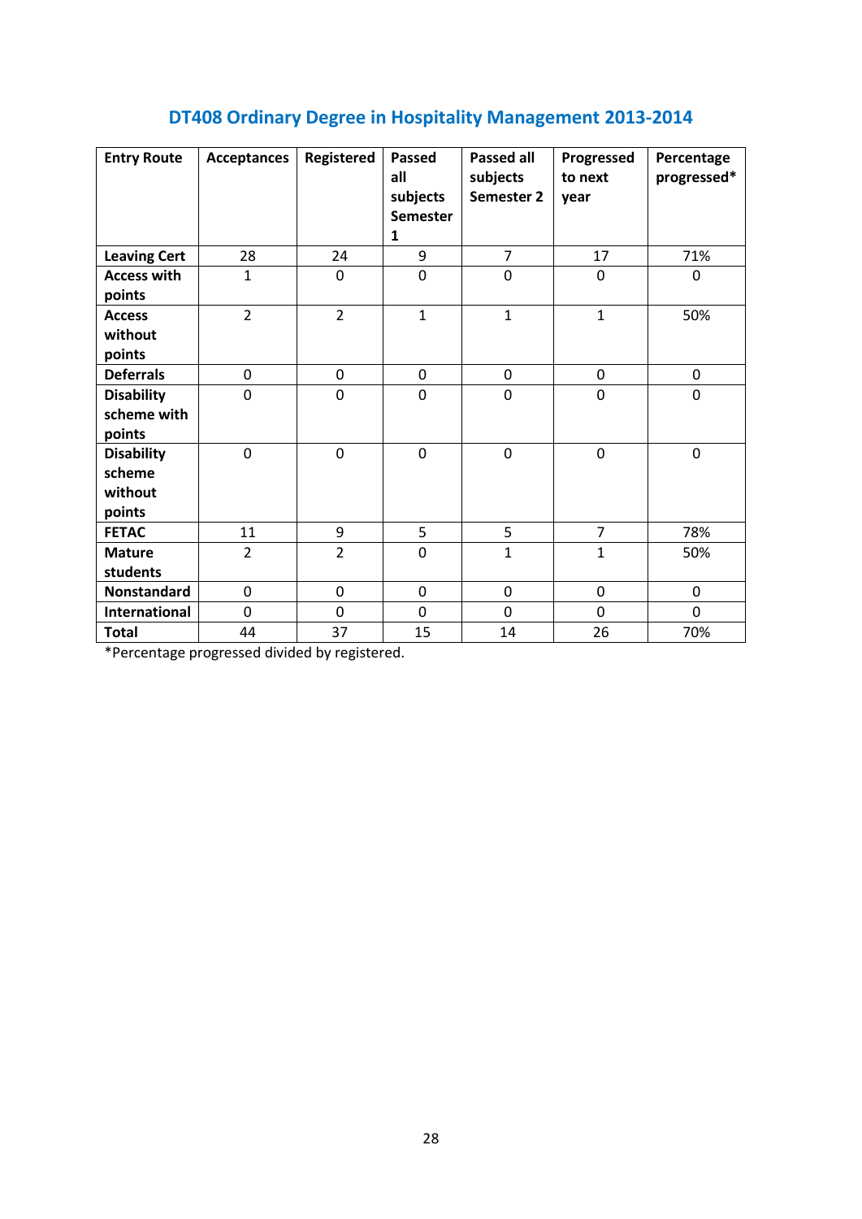## DT408 Ordinary Degree in Hospitality Management 2013-2014

| Entry Route | Acceptances | Registered | Passed all subjects Semester 1 | Passed all subjects Semester 2 | Progressed to next year | Percentage progressed* |
|---|---|---|---|---|---|---|
| **Leaving Cert** | 28 | 24 | 9 | 7 | 17 | 71% |
| **Access with points** | 1 | 0 | 0 | 0 | 0 | 0 |
| **Access without points** | 2 | 2 | 1 | 1 | 1 | 50% |
| **Deferrals** | 0 | 0 | 0 | 0 | 0 | 0 |
| **Disability scheme with points** | 0 | 0 | 0 | 0 | 0 | 0 |
| **Disability scheme without points** | 0 | 0 | 0 | 0 | 0 | 0 |
| **FETAC** | 11 | 9 | 5 | 5 | 7 | 78% |
| **Mature students** | 2 | 2 | 0 | 1 | 1 | 50% |
| **Nonstandard** | 0 | 0 | 0 | 0 | 0 | 0 |
| **International** | 0 | 0 | 0 | 0 | 0 | 0 |
| **Total** | 44 | 37 | 15 | 14 | 26 | 70% |

*Percentage progressed divided by registered.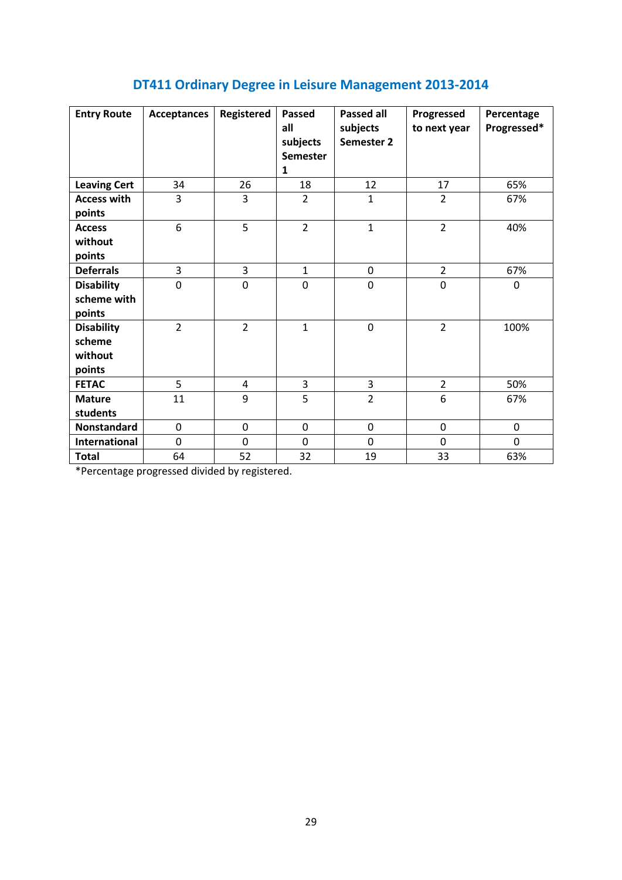## DT411 Ordinary Degree in Leisure Management 2013-2014

| Entry Route | Acceptances | Registered | Passed all subjects Semester 1 | Passed all subjects Semester 2 | Progressed to next year | Percentage Progressed* |
|---|---|---|---|---|---|---|
| **Leaving Cert** | 34 | 26 | 18 | 12 | 17 | 65% |
| **Access with points** | 3 | 3 | 2 | 1 | 2 | 67% |
| **Access without points** | 6 | 5 | 2 | 1 | 2 | 40% |
| **Deferrals** | 3 | 3 | 1 | 0 | 2 | 67% |
| **Disability scheme with points** | 0 | 0 | 0 | 0 | 0 | 0 |
| **Disability scheme without points** | 2 | 2 | 1 | 0 | 2 | 100% |
| **FETAC** | 5 | 4 | 3 | 3 | 2 | 50% |
| **Mature students** | 11 | 9 | 5 | 2 | 6 | 67% |
| **Nonstandard** | 0 | 0 | 0 | 0 | 0 | 0 |
| **International** | 0 | 0 | 0 | 0 | 0 | 0 |
| **Total** | 64 | 52 | 32 | 19 | 33 | 63% |

*Percentage progressed divided by registered.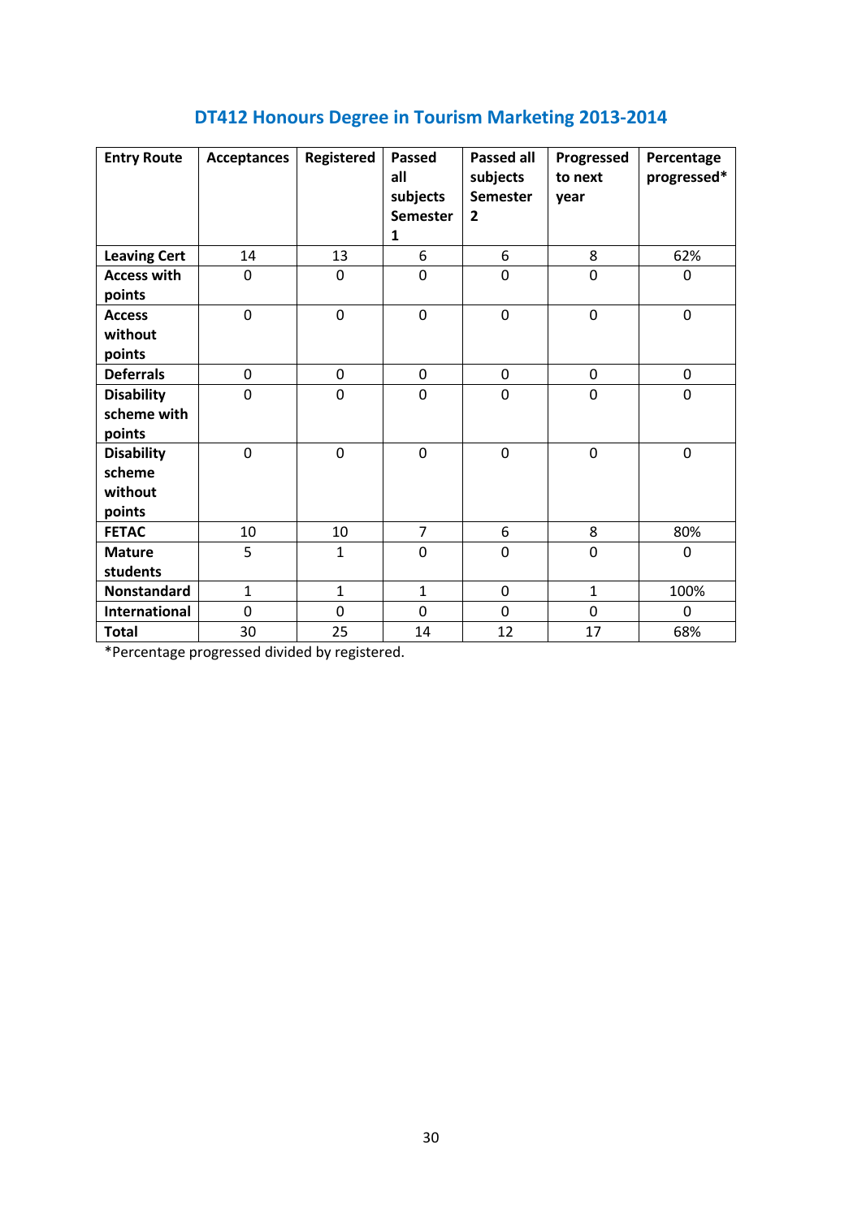## DT412 Honours Degree in Tourism Marketing 2013-2014

| Entry Route | Acceptances | Registered | Passed all subjects Semester 1 | Passed all subjects Semester 2 | Progressed to next year | Percentage progressed* |
|---|---|---|---|---|---|---|
| Leaving Cert | 14 | 13 | 6 | 6 | 8 | 62% |
| Access with points | 0 | 0 | 0 | 0 | 0 | 0 |
| Access without points | 0 | 0 | 0 | 0 | 0 | 0 |
| Deferrals | 0 | 0 | 0 | 0 | 0 | 0 |
| Disability scheme with points | 0 | 0 | 0 | 0 | 0 | 0 |
| Disability scheme without points | 0 | 0 | 0 | 0 | 0 | 0 |
| FETAC | 10 | 10 | 7 | 6 | 8 | 80% |
| Mature students | 5 | 1 | 0 | 0 | 0 | 0 |
| Nonstandard | 1 | 1 | 1 | 0 | 1 | 100% |
| International | 0 | 0 | 0 | 0 | 0 | 0 |
| Total | 30 | 25 | 14 | 12 | 17 | 68% |

*Percentage progressed divided by registered.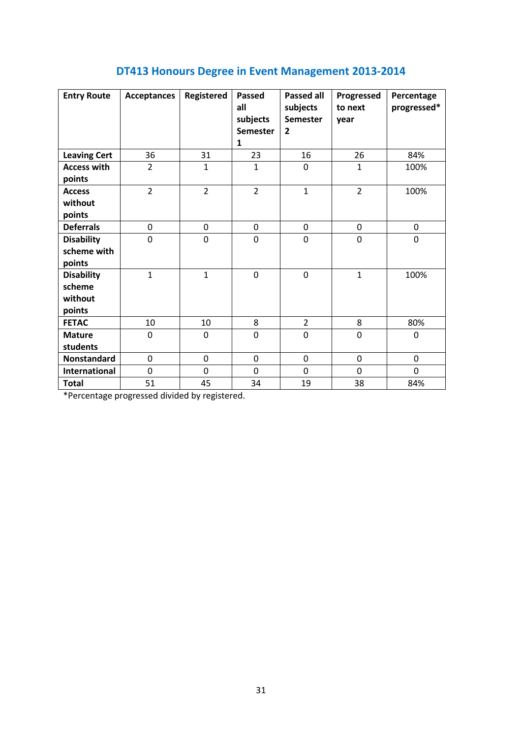## DT413 Honours Degree in Event Management 2013-2014

| Entry Route | Acceptances | Registered | Passed all subjects Semester 1 | Passed all subjects Semester 2 | Progressed to next year | Percentage progressed* |
|---|---|---|---|---|---|---|
| **Leaving Cert** | 36 | 31 | 23 | 16 | 26 | 84% |
| **Access with points** | 2 | 1 | 1 | 0 | 1 | 100% |
| **Access without points** | 2 | 2 | 2 | 1 | 2 | 100% |
| **Deferrals** | 0 | 0 | 0 | 0 | 0 | 0 |
| **Disability scheme with points** | 0 | 0 | 0 | 0 | 0 | 0 |
| **Disability scheme without points** | 1 | 1 | 0 | 0 | 1 | 100% |
| **FETAC** | 10 | 10 | 8 | 2 | 8 | 80% |
| **Mature students** | 0 | 0 | 0 | 0 | 0 | 0 |
| **Nonstandard** | 0 | 0 | 0 | 0 | 0 | 0 |
| **International** | 0 | 0 | 0 | 0 | 0 | 0 |
| **Total** | 51 | 45 | 34 | 19 | 38 | 84% |

*Percentage progressed divided by registered.